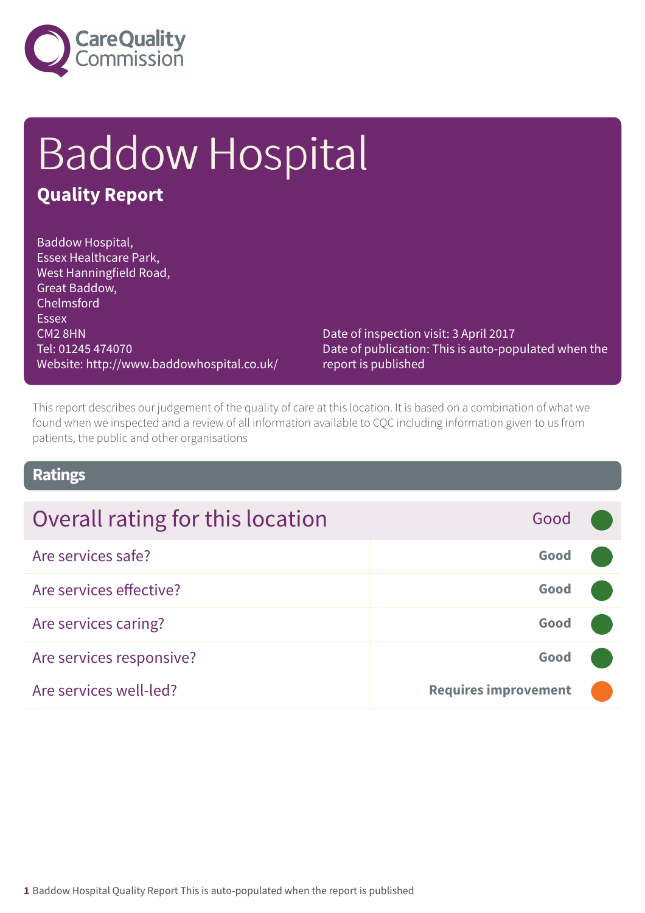# Baddow Hospital

## Quality Report

Baddow Hospital,
Essex Healthcare Park,
West Hanningfield Road,
Great Baddow,
Chelmsford
Essex
CM2 8HN
Tel: 01245 474070
Website: http://www.baddowhospital.co.uk/

Date of inspection visit: 3 April 2017
Date of publication: This is auto-populated when the report is published

This report describes our judgement of the quality of care at this location. It is based on a combination of what we found when we inspected and a review of all information available to CQC including information given to us from patients, the public and other organisations

## Ratings

| Overall rating for this location | Good |
|---|---|
| Are services safe? | **Good** |
| Are services effective? | **Good** |
| Are services caring? | **Good** |
| Are services responsive? | **Good** |
| Are services well-led? | **Requires improvement** |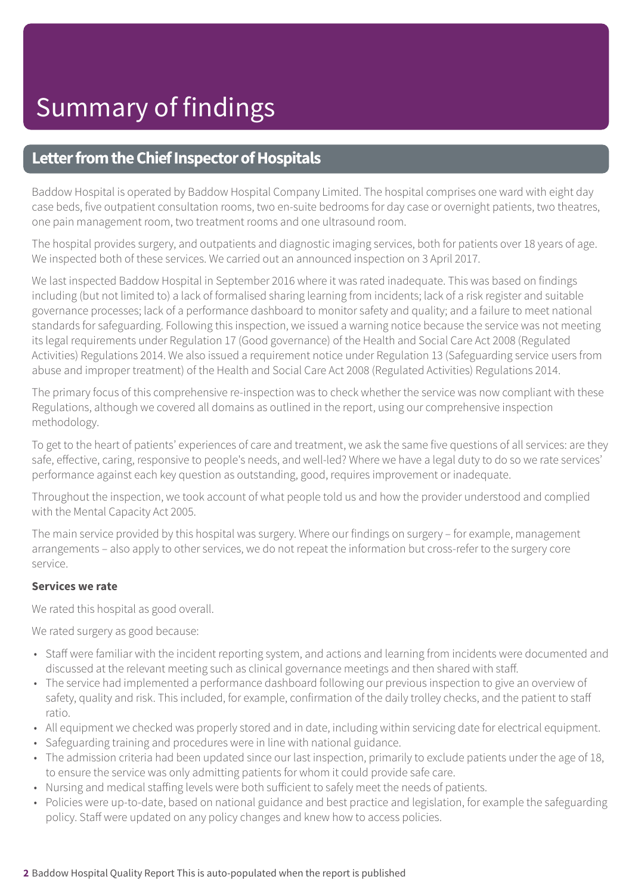# Summary of findings

## Letter from the Chief Inspector of Hospitals

Baddow Hospital is operated by Baddow Hospital Company Limited. The hospital comprises one ward with eight day case beds, five outpatient consultation rooms, two en-suite bedrooms for day case or overnight patients, two theatres, one pain management room, two treatment rooms and one ultrasound room.

The hospital provides surgery, and outpatients and diagnostic imaging services, both for patients over 18 years of age. We inspected both of these services. We carried out an announced inspection on 3 April 2017.

We last inspected Baddow Hospital in September 2016 where it was rated inadequate. This was based on findings including (but not limited to) a lack of formalised sharing learning from incidents; lack of a risk register and suitable governance processes; lack of a performance dashboard to monitor safety and quality; and a failure to meet national standards for safeguarding. Following this inspection, we issued a warning notice because the service was not meeting its legal requirements under Regulation 17 (Good governance) of the Health and Social Care Act 2008 (Regulated Activities) Regulations 2014. We also issued a requirement notice under Regulation 13 (Safeguarding service users from abuse and improper treatment) of the Health and Social Care Act 2008 (Regulated Activities) Regulations 2014.

The primary focus of this comprehensive re-inspection was to check whether the service was now compliant with these Regulations, although we covered all domains as outlined in the report, using our comprehensive inspection methodology.

To get to the heart of patients' experiences of care and treatment, we ask the same five questions of all services: are they safe, effective, caring, responsive to people's needs, and well-led? Where we have a legal duty to do so we rate services' performance against each key question as outstanding, good, requires improvement or inadequate.

Throughout the inspection, we took account of what people told us and how the provider understood and complied with the Mental Capacity Act 2005.

The main service provided by this hospital was surgery. Where our findings on surgery – for example, management arrangements – also apply to other services, we do not repeat the information but cross-refer to the surgery core service.

**Services we rate**

We rated this hospital as good overall.

We rated surgery as good because:

- Staff were familiar with the incident reporting system, and actions and learning from incidents were documented and discussed at the relevant meeting such as clinical governance meetings and then shared with staff.
- The service had implemented a performance dashboard following our previous inspection to give an overview of safety, quality and risk. This included, for example, confirmation of the daily trolley checks, and the patient to staff ratio.
- All equipment we checked was properly stored and in date, including within servicing date for electrical equipment.
- Safeguarding training and procedures were in line with national guidance.
- The admission criteria had been updated since our last inspection, primarily to exclude patients under the age of 18, to ensure the service was only admitting patients for whom it could provide safe care.
- Nursing and medical staffing levels were both sufficient to safely meet the needs of patients.
- Policies were up-to-date, based on national guidance and best practice and legislation, for example the safeguarding policy. Staff were updated on any policy changes and knew how to access policies.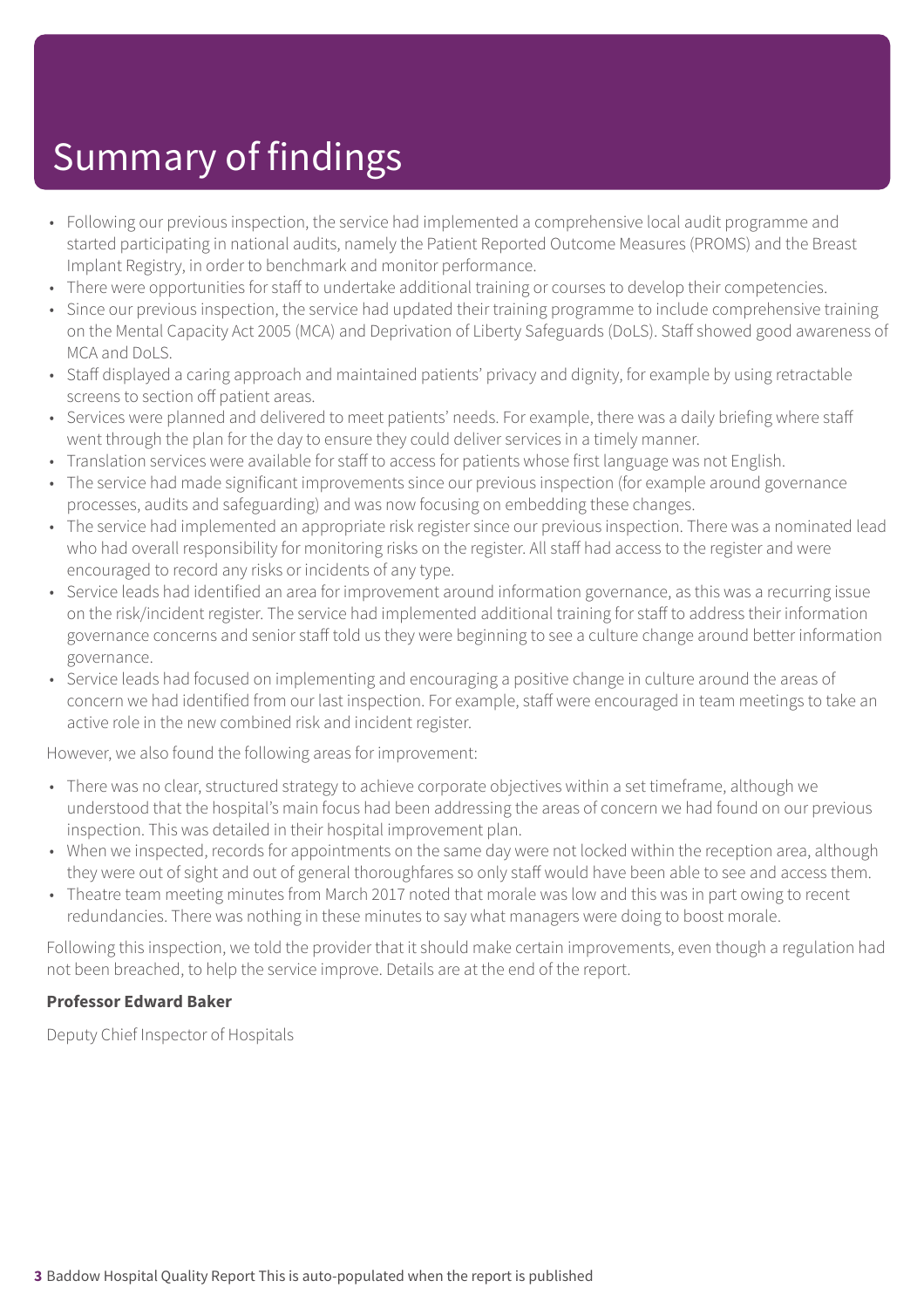# Summary of findings

- Following our previous inspection, the service had implemented a comprehensive local audit programme and started participating in national audits, namely the Patient Reported Outcome Measures (PROMS) and the Breast Implant Registry, in order to benchmark and monitor performance.
- There were opportunities for staff to undertake additional training or courses to develop their competencies.
- Since our previous inspection, the service had updated their training programme to include comprehensive training on the Mental Capacity Act 2005 (MCA) and Deprivation of Liberty Safeguards (DoLS). Staff showed good awareness of MCA and DoLS.
- Staff displayed a caring approach and maintained patients' privacy and dignity, for example by using retractable screens to section off patient areas.
- Services were planned and delivered to meet patients' needs. For example, there was a daily briefing where staff went through the plan for the day to ensure they could deliver services in a timely manner.
- Translation services were available for staff to access for patients whose first language was not English.
- The service had made significant improvements since our previous inspection (for example around governance processes, audits and safeguarding) and was now focusing on embedding these changes.
- The service had implemented an appropriate risk register since our previous inspection. There was a nominated lead who had overall responsibility for monitoring risks on the register. All staff had access to the register and were encouraged to record any risks or incidents of any type.
- Service leads had identified an area for improvement around information governance, as this was a recurring issue on the risk/incident register. The service had implemented additional training for staff to address their information governance concerns and senior staff told us they were beginning to see a culture change around better information governance.
- Service leads had focused on implementing and encouraging a positive change in culture around the areas of concern we had identified from our last inspection. For example, staff were encouraged in team meetings to take an active role in the new combined risk and incident register.

However, we also found the following areas for improvement:

- There was no clear, structured strategy to achieve corporate objectives within a set timeframe, although we understood that the hospital's main focus had been addressing the areas of concern we had found on our previous inspection. This was detailed in their hospital improvement plan.
- When we inspected, records for appointments on the same day were not locked within the reception area, although they were out of sight and out of general thoroughfares so only staff would have been able to see and access them.
- Theatre team meeting minutes from March 2017 noted that morale was low and this was in part owing to recent redundancies. There was nothing in these minutes to say what managers were doing to boost morale.

Following this inspection, we told the provider that it should make certain improvements, even though a regulation had not been breached, to help the service improve. Details are at the end of the report.

**Professor Edward Baker**

Deputy Chief Inspector of Hospitals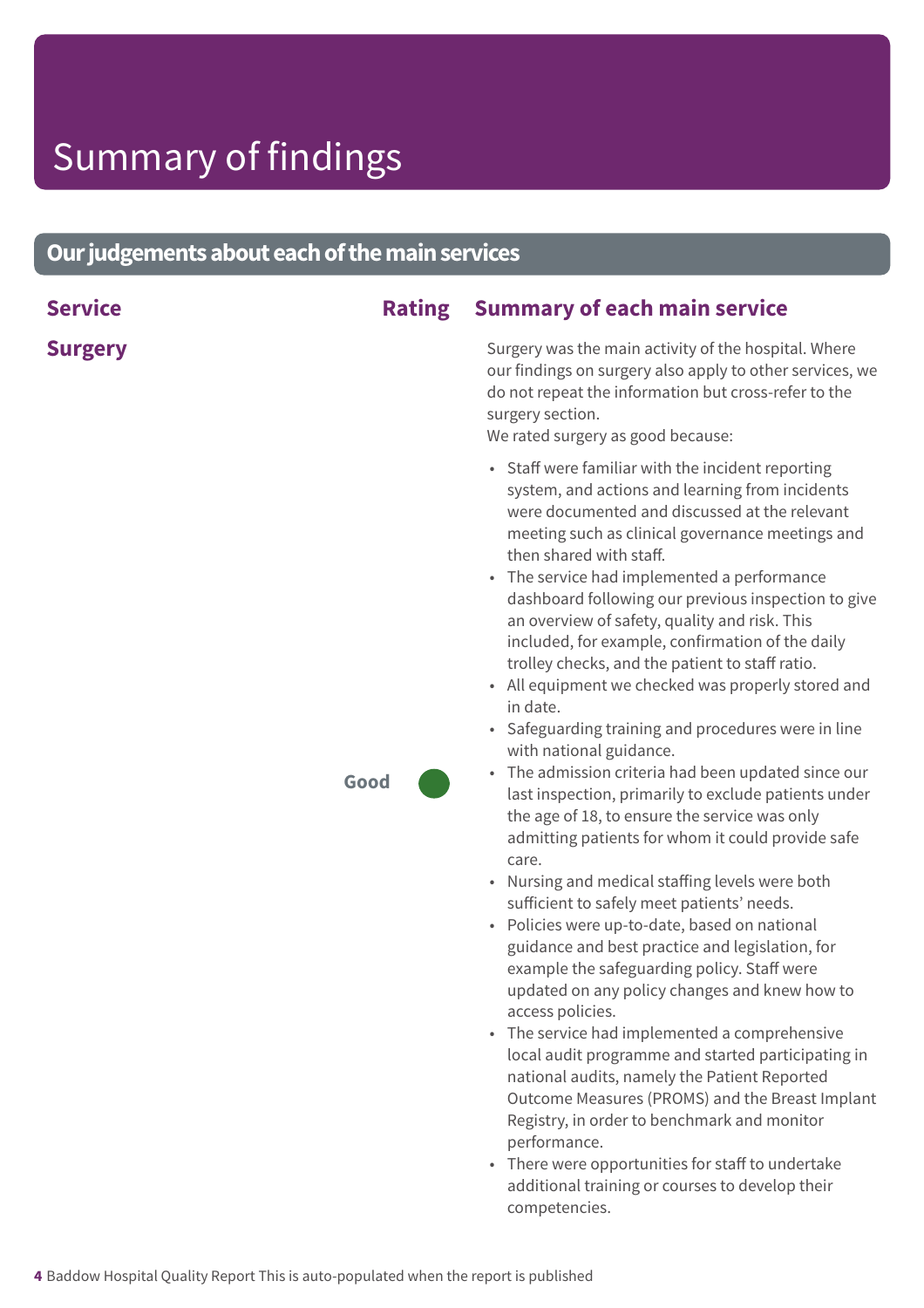# Summary of findings

## Our judgements about each of the main services

| Service | Rating | Summary of each main service |
|---|---|---|
| **Surgery** | Good | Surgery was the main activity of the hospital. Where our findings on surgery also apply to other services, we do not repeat the information but cross-refer to the surgery section.<br>We rated surgery as good because:<br>• Staff were familiar with the incident reporting system, and actions and learning from incidents were documented and discussed at the relevant meeting such as clinical governance meetings and then shared with staff.<br>• The service had implemented a performance dashboard following our previous inspection to give an overview of safety, quality and risk. This included, for example, confirmation of the daily trolley checks, and the patient to staff ratio.<br>• All equipment we checked was properly stored and in date.<br>• Safeguarding training and procedures were in line with national guidance.<br>• The admission criteria had been updated since our last inspection, primarily to exclude patients under the age of 18, to ensure the service was only admitting patients for whom it could provide safe care.<br>• Nursing and medical staffing levels were both sufficient to safely meet patients' needs.<br>• Policies were up-to-date, based on national guidance and best practice and legislation, for example the safeguarding policy. Staff were updated on any policy changes and knew how to access policies.<br>• The service had implemented a comprehensive local audit programme and started participating in national audits, namely the Patient Reported Outcome Measures (PROMS) and the Breast Implant Registry, in order to benchmark and monitor performance.<br>• There were opportunities for staff to undertake additional training or courses to develop their competencies. |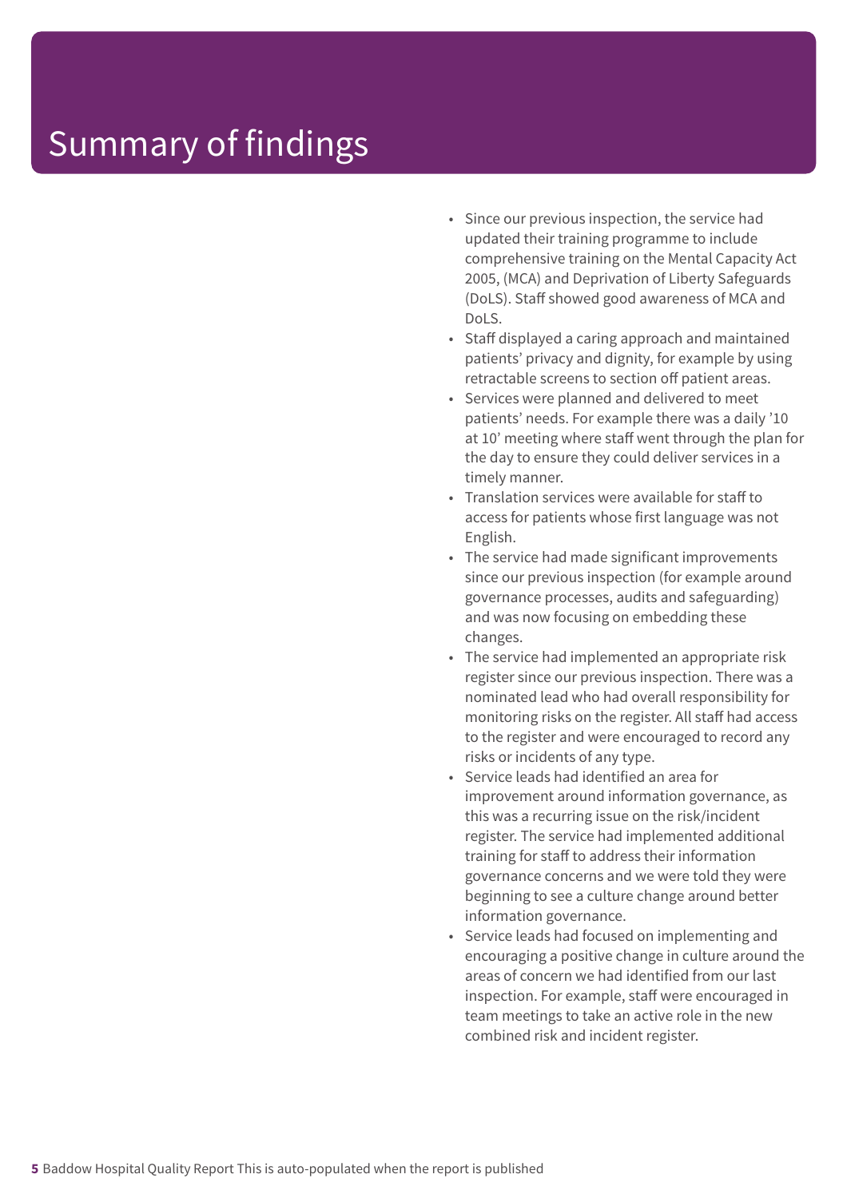# Summary of findings

- Since our previous inspection, the service had updated their training programme to include comprehensive training on the Mental Capacity Act 2005, (MCA) and Deprivation of Liberty Safeguards (DoLS). Staff showed good awareness of MCA and DoLS.
- Staff displayed a caring approach and maintained patients' privacy and dignity, for example by using retractable screens to section off patient areas.
- Services were planned and delivered to meet patients' needs. For example there was a daily '10 at 10' meeting where staff went through the plan for the day to ensure they could deliver services in a timely manner.
- Translation services were available for staff to access for patients whose first language was not English.
- The service had made significant improvements since our previous inspection (for example around governance processes, audits and safeguarding) and was now focusing on embedding these changes.
- The service had implemented an appropriate risk register since our previous inspection. There was a nominated lead who had overall responsibility for monitoring risks on the register. All staff had access to the register and were encouraged to record any risks or incidents of any type.
- Service leads had identified an area for improvement around information governance, as this was a recurring issue on the risk/incident register. The service had implemented additional training for staff to address their information governance concerns and we were told they were beginning to see a culture change around better information governance.
- Service leads had focused on implementing and encouraging a positive change in culture around the areas of concern we had identified from our last inspection. For example, staff were encouraged in team meetings to take an active role in the new combined risk and incident register.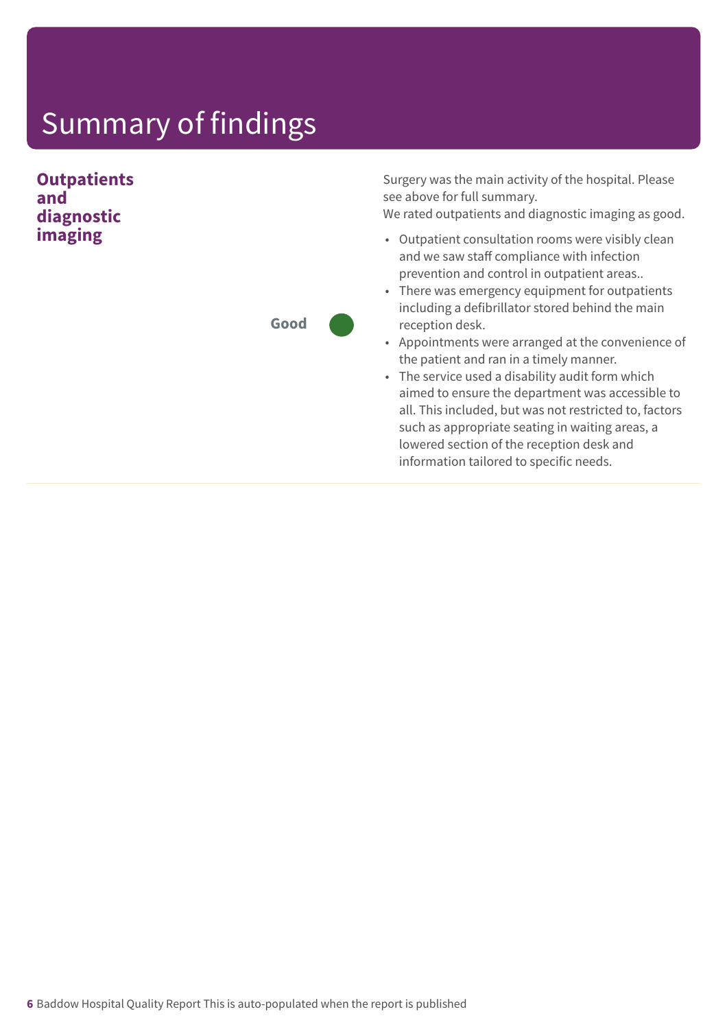# Summary of findings

**Outpatients and diagnostic imaging**

**Good**

Surgery was the main activity of the hospital. Please see above for full summary.

We rated outpatients and diagnostic imaging as good.

- Outpatient consultation rooms were visibly clean and we saw staff compliance with infection prevention and control in outpatient areas..
- There was emergency equipment for outpatients including a defibrillator stored behind the main reception desk.
- Appointments were arranged at the convenience of the patient and ran in a timely manner.
- The service used a disability audit form which aimed to ensure the department was accessible to all. This included, but was not restricted to, factors such as appropriate seating in waiting areas, a lowered section of the reception desk and information tailored to specific needs.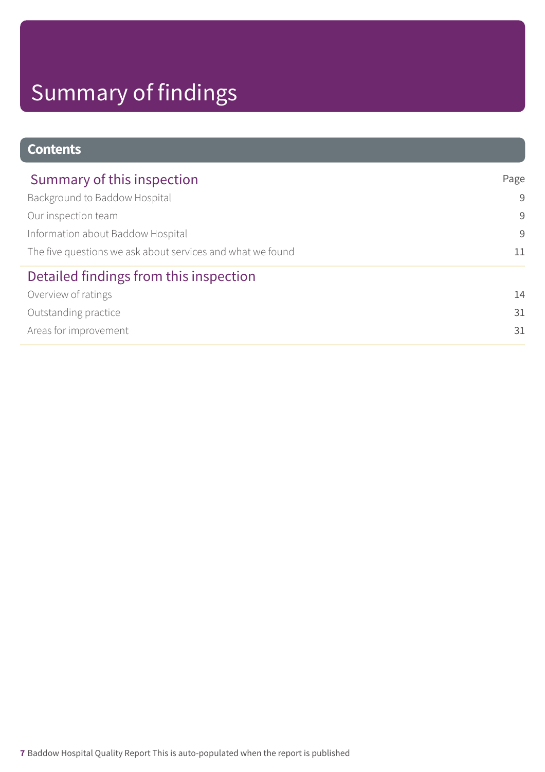# Summary of findings

## Contents

| Summary of this inspection | Page |
| --- | --- |
| Background to Baddow Hospital | 9 |
| Our inspection team | 9 |
| Information about Baddow Hospital | 9 |
| The five questions we ask about services and what we found | 11 |

| Detailed findings from this inspection | |
| --- | --- |
| Overview of ratings | 14 |
| Outstanding practice | 31 |
| Areas for improvement | 31 |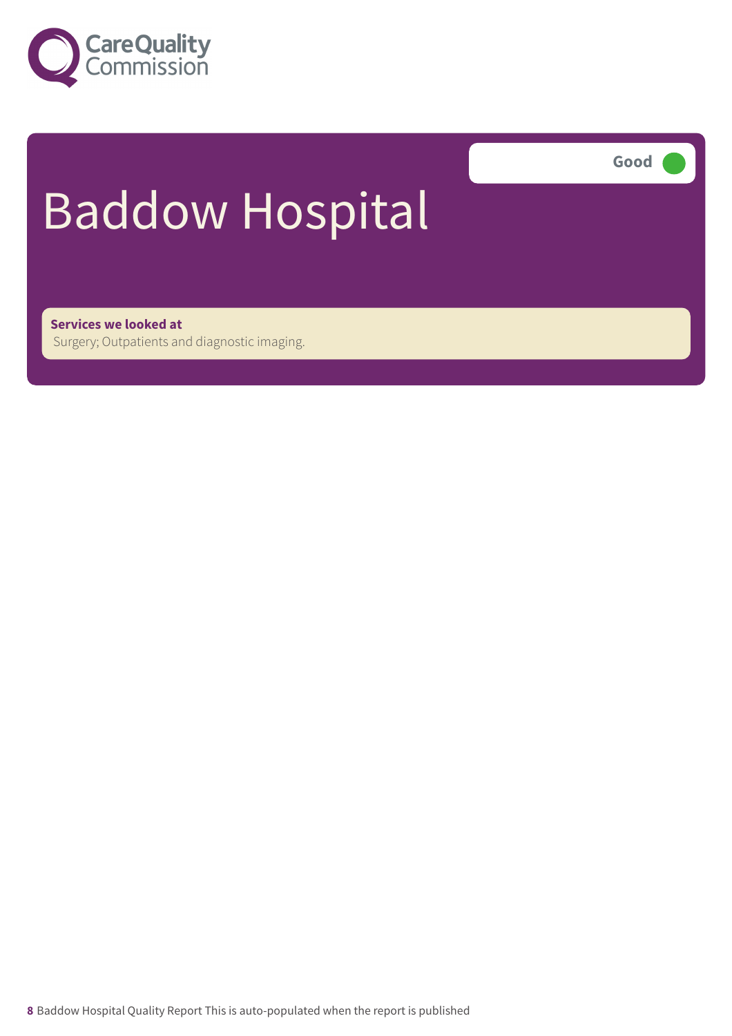# Baddow Hospital

Good

**Services we looked at**
Surgery; Outpatients and diagnostic imaging.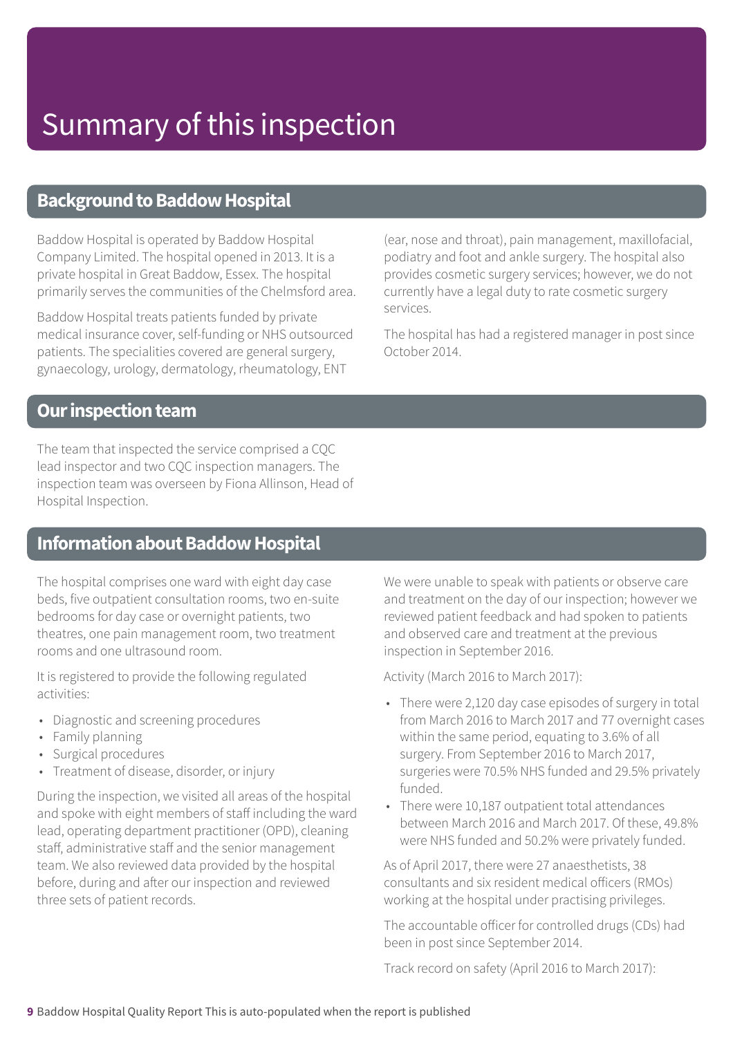# Summary of this inspection

## Background to Baddow Hospital

Baddow Hospital is operated by Baddow Hospital Company Limited. The hospital opened in 2013. It is a private hospital in Great Baddow, Essex. The hospital primarily serves the communities of the Chelmsford area.

Baddow Hospital treats patients funded by private medical insurance cover, self-funding or NHS outsourced patients. The specialities covered are general surgery, gynaecology, urology, dermatology, rheumatology, ENT (ear, nose and throat), pain management, maxillofacial, podiatry and foot and ankle surgery. The hospital also provides cosmetic surgery services; however, we do not currently have a legal duty to rate cosmetic surgery services.

The hospital has had a registered manager in post since October 2014.

## Our inspection team

The team that inspected the service comprised a CQC lead inspector and two CQC inspection managers. The inspection team was overseen by Fiona Allinson, Head of Hospital Inspection.

## Information about Baddow Hospital

The hospital comprises one ward with eight day case beds, five outpatient consultation rooms, two en-suite bedrooms for day case or overnight patients, two theatres, one pain management room, two treatment rooms and one ultrasound room.

It is registered to provide the following regulated activities:

- Diagnostic and screening procedures
- Family planning
- Surgical procedures
- Treatment of disease, disorder, or injury

During the inspection, we visited all areas of the hospital and spoke with eight members of staff including the ward lead, operating department practitioner (OPD), cleaning staff, administrative staff and the senior management team. We also reviewed data provided by the hospital before, during and after our inspection and reviewed three sets of patient records.

We were unable to speak with patients or observe care and treatment on the day of our inspection; however we reviewed patient feedback and had spoken to patients and observed care and treatment at the previous inspection in September 2016.

Activity (March 2016 to March 2017):

- There were 2,120 day case episodes of surgery in total from March 2016 to March 2017 and 77 overnight cases within the same period, equating to 3.6% of all surgery. From September 2016 to March 2017, surgeries were 70.5% NHS funded and 29.5% privately funded.
- There were 10,187 outpatient total attendances between March 2016 and March 2017. Of these, 49.8% were NHS funded and 50.2% were privately funded.

As of April 2017, there were 27 anaesthetists, 38 consultants and six resident medical officers (RMOs) working at the hospital under practising privileges.

The accountable officer for controlled drugs (CDs) had been in post since September 2014.

Track record on safety (April 2016 to March 2017):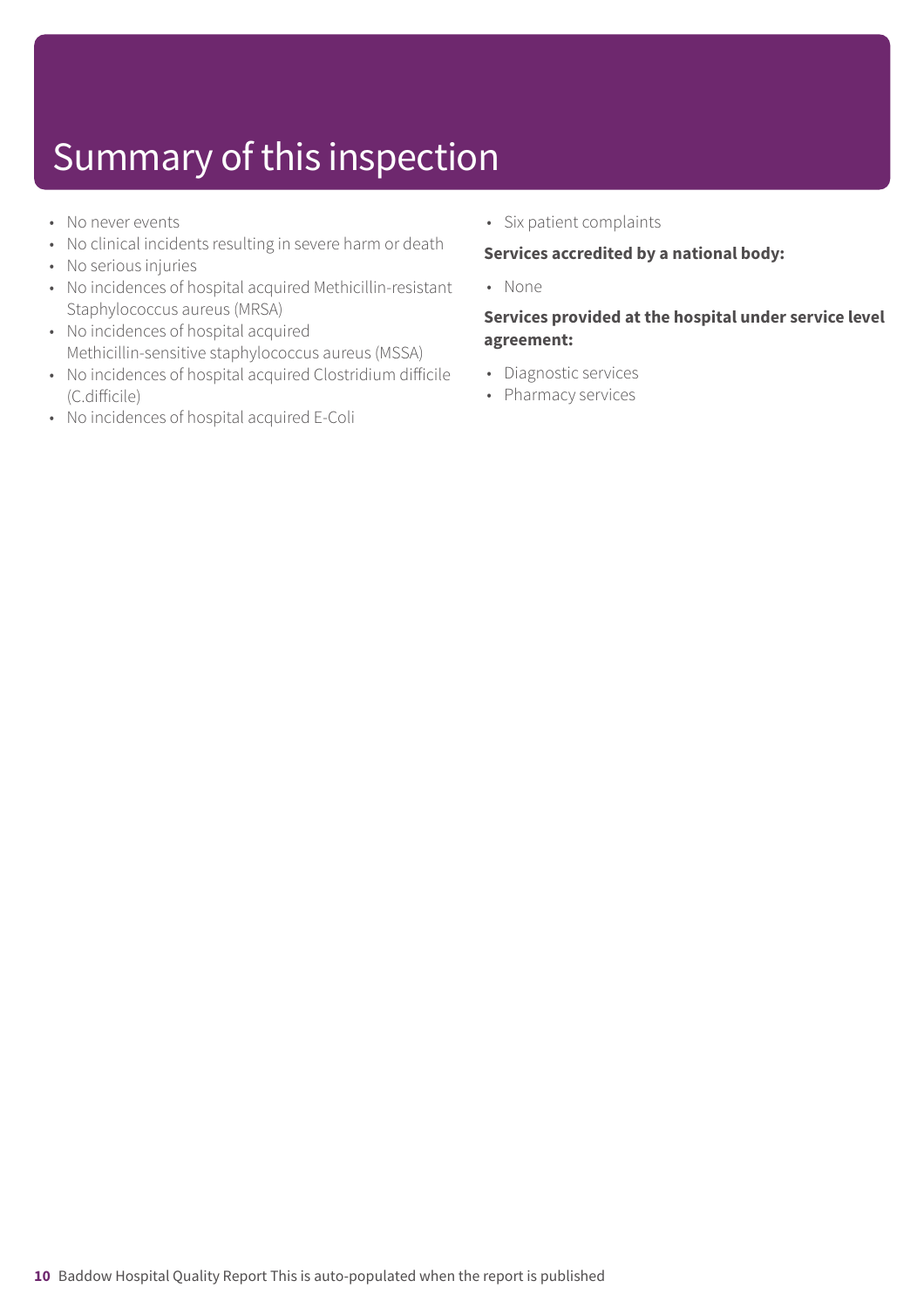# Summary of this inspection

- No never events
- No clinical incidents resulting in severe harm or death
- No serious injuries
- No incidences of hospital acquired Methicillin-resistant Staphylococcus aureus (MRSA)
- No incidences of hospital acquired Methicillin-sensitive staphylococcus aureus (MSSA)
- No incidences of hospital acquired Clostridium difficile (C.difficile)
- No incidences of hospital acquired E-Coli
- Six patient complaints

**Services accredited by a national body:**

- None

**Services provided at the hospital under service level agreement:**

- Diagnostic services
- Pharmacy services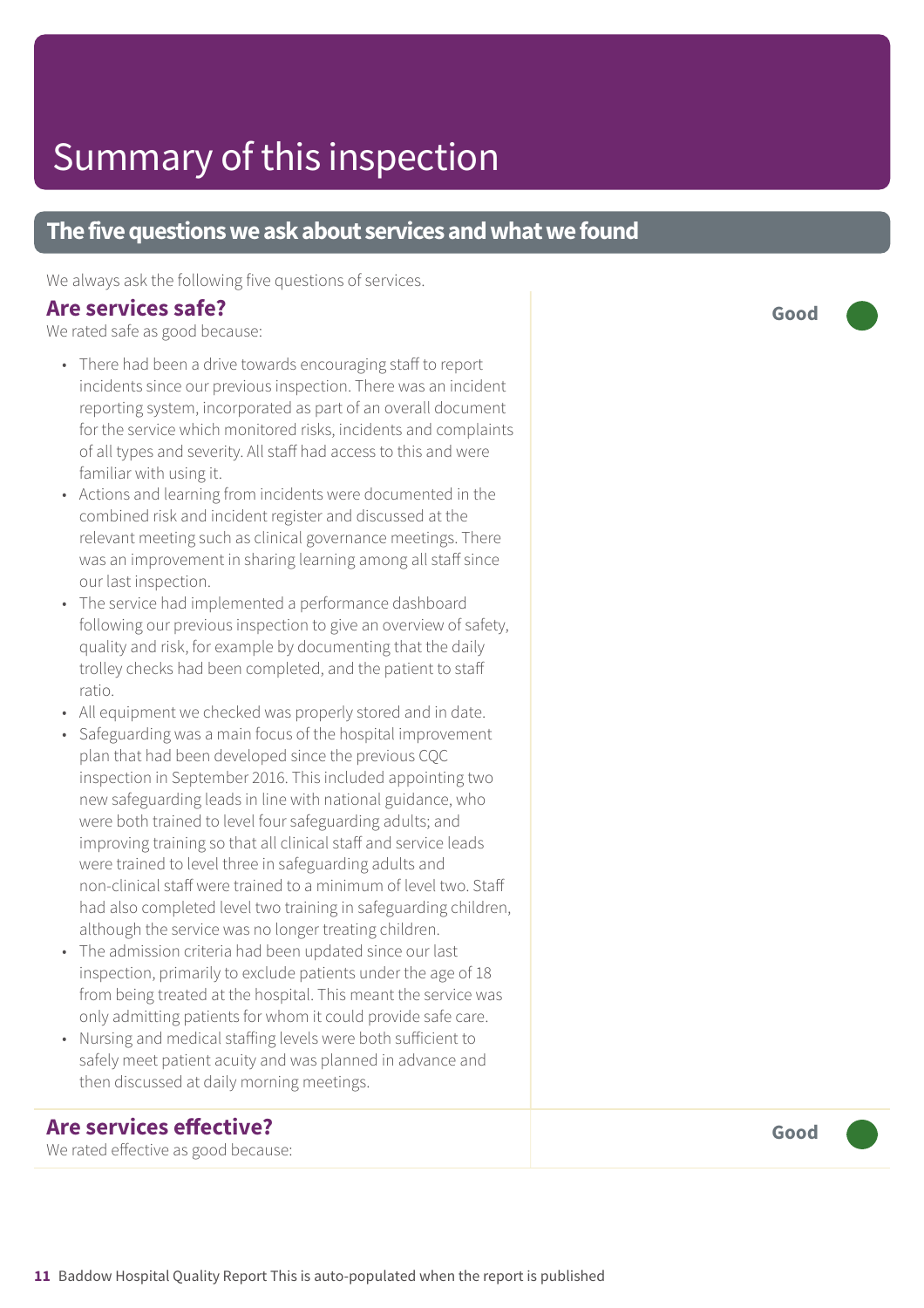# Summary of this inspection

## The five questions we ask about services and what we found

We always ask the following five questions of services.

### Are services safe?

**Good**

We rated safe as good because:

- There had been a drive towards encouraging staff to report incidents since our previous inspection. There was an incident reporting system, incorporated as part of an overall document for the service which monitored risks, incidents and complaints of all types and severity. All staff had access to this and were familiar with using it.
- Actions and learning from incidents were documented in the combined risk and incident register and discussed at the relevant meeting such as clinical governance meetings. There was an improvement in sharing learning among all staff since our last inspection.
- The service had implemented a performance dashboard following our previous inspection to give an overview of safety, quality and risk, for example by documenting that the daily trolley checks had been completed, and the patient to staff ratio.
- All equipment we checked was properly stored and in date.
- Safeguarding was a main focus of the hospital improvement plan that had been developed since the previous CQC inspection in September 2016. This included appointing two new safeguarding leads in line with national guidance, who were both trained to level four safeguarding adults; and improving training so that all clinical staff and service leads were trained to level three in safeguarding adults and non-clinical staff were trained to a minimum of level two. Staff had also completed level two training in safeguarding children, although the service was no longer treating children.
- The admission criteria had been updated since our last inspection, primarily to exclude patients under the age of 18 from being treated at the hospital. This meant the service was only admitting patients for whom it could provide safe care.
- Nursing and medical staffing levels were both sufficient to safely meet patient acuity and was planned in advance and then discussed at daily morning meetings.

### Are services effective?

**Good**

We rated effective as good because: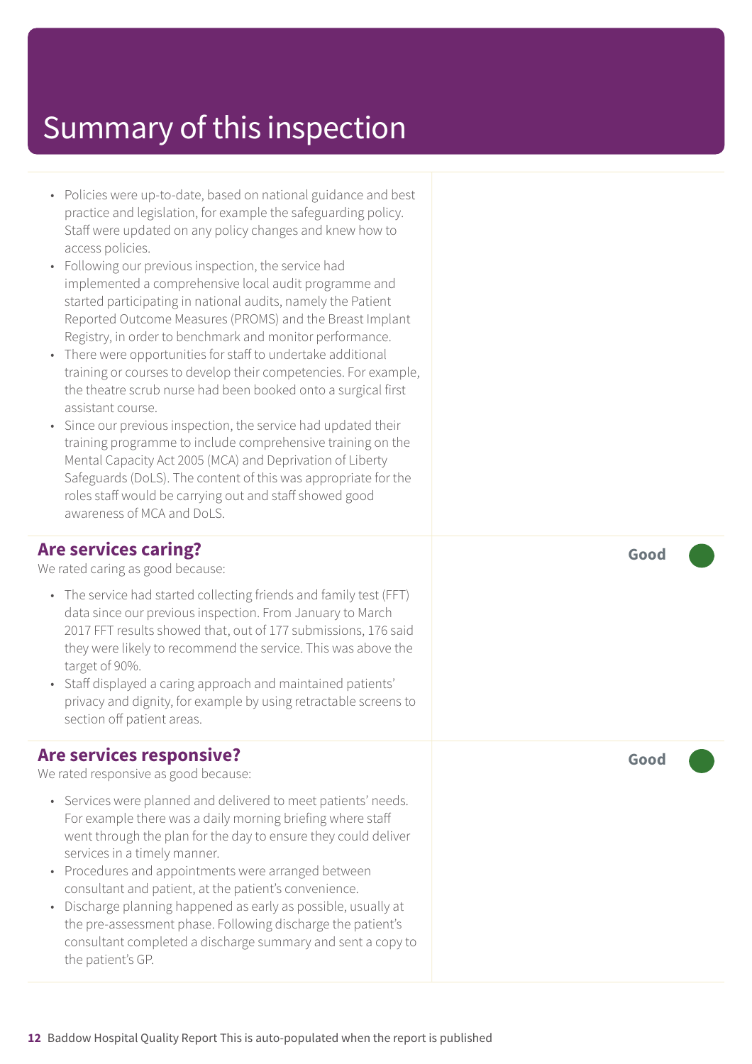# Summary of this inspection

- Policies were up-to-date, based on national guidance and best practice and legislation, for example the safeguarding policy. Staff were updated on any policy changes and knew how to access policies.
- Following our previous inspection, the service had implemented a comprehensive local audit programme and started participating in national audits, namely the Patient Reported Outcome Measures (PROMS) and the Breast Implant Registry, in order to benchmark and monitor performance.
- There were opportunities for staff to undertake additional training or courses to develop their competencies. For example, the theatre scrub nurse had been booked onto a surgical first assistant course.
- Since our previous inspection, the service had updated their training programme to include comprehensive training on the Mental Capacity Act 2005 (MCA) and Deprivation of Liberty Safeguards (DoLS). The content of this was appropriate for the roles staff would be carrying out and staff showed good awareness of MCA and DoLS.

## Are services caring?

**Good**

We rated caring as good because:

- The service had started collecting friends and family test (FFT) data since our previous inspection. From January to March 2017 FFT results showed that, out of 177 submissions, 176 said they were likely to recommend the service. This was above the target of 90%.
- Staff displayed a caring approach and maintained patients' privacy and dignity, for example by using retractable screens to section off patient areas.

## Are services responsive?

**Good**

We rated responsive as good because:

- Services were planned and delivered to meet patients' needs. For example there was a daily morning briefing where staff went through the plan for the day to ensure they could deliver services in a timely manner.
- Procedures and appointments were arranged between consultant and patient, at the patient's convenience.
- Discharge planning happened as early as possible, usually at the pre-assessment phase. Following discharge the patient's consultant completed a discharge summary and sent a copy to the patient's GP.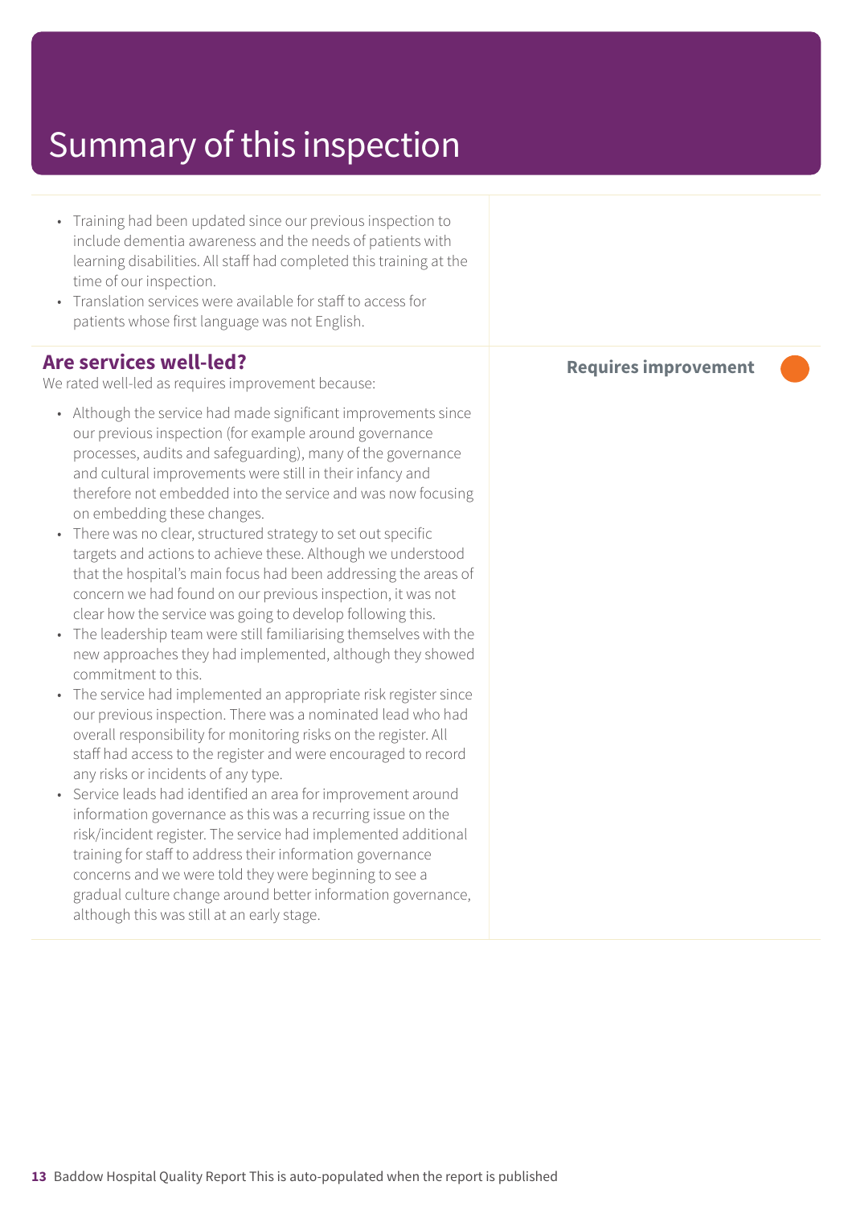# Summary of this inspection

- Training had been updated since our previous inspection to include dementia awareness and the needs of patients with learning disabilities. All staff had completed this training at the time of our inspection.
- Translation services were available for staff to access for patients whose first language was not English.

## Are services well-led?

**Requires improvement**

We rated well-led as requires improvement because:

- Although the service had made significant improvements since our previous inspection (for example around governance processes, audits and safeguarding), many of the governance and cultural improvements were still in their infancy and therefore not embedded into the service and was now focusing on embedding these changes.
- There was no clear, structured strategy to set out specific targets and actions to achieve these. Although we understood that the hospital's main focus had been addressing the areas of concern we had found on our previous inspection, it was not clear how the service was going to develop following this.
- The leadership team were still familiarising themselves with the new approaches they had implemented, although they showed commitment to this.
- The service had implemented an appropriate risk register since our previous inspection. There was a nominated lead who had overall responsibility for monitoring risks on the register. All staff had access to the register and were encouraged to record any risks or incidents of any type.
- Service leads had identified an area for improvement around information governance as this was a recurring issue on the risk/incident register. The service had implemented additional training for staff to address their information governance concerns and we were told they were beginning to see a gradual culture change around better information governance, although this was still at an early stage.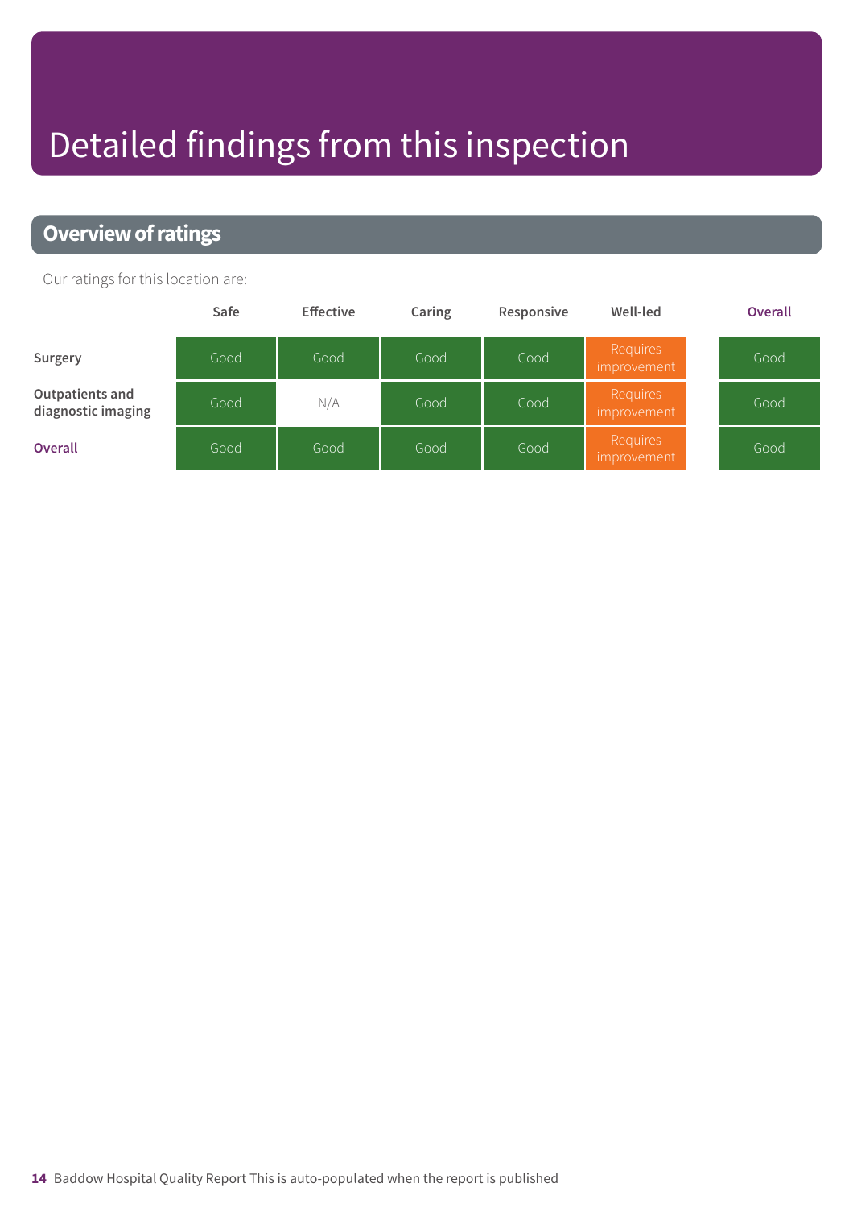# Detailed findings from this inspection

## Overview of ratings

Our ratings for this location are:

| | Safe | Effective | Caring | Responsive | Well-led | Overall |
|---|---|---|---|---|---|---|
| Surgery | Good | Good | Good | Good | Requires improvement | Good |
| Outpatients and diagnostic imaging | Good | N/A | Good | Good | Requires improvement | Good |
| **Overall** | Good | Good | Good | Good | Requires improvement | Good |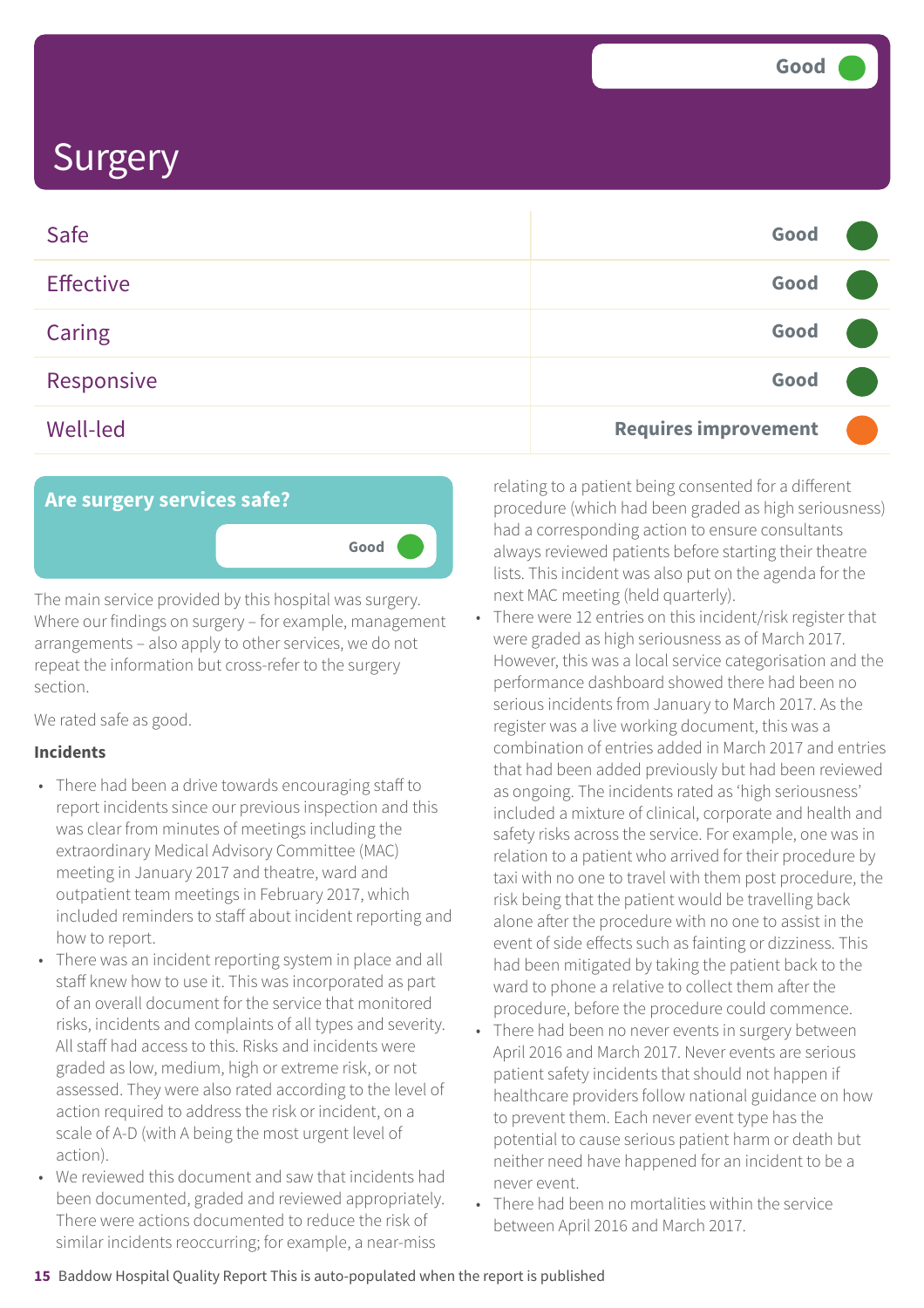# Surgery

Good

| | |
|---|---|
| Safe | Good |
| Effective | Good |
| Caring | Good |
| Responsive | Good |
| Well-led | Requires improvement |

## Are surgery services safe?

Good

The main service provided by this hospital was surgery. Where our findings on surgery – for example, management arrangements – also apply to other services, we do not repeat the information but cross-refer to the surgery section.

We rated safe as good.

**Incidents**

- There had been a drive towards encouraging staff to report incidents since our previous inspection and this was clear from minutes of meetings including the extraordinary Medical Advisory Committee (MAC) meeting in January 2017 and theatre, ward and outpatient team meetings in February 2017, which included reminders to staff about incident reporting and how to report.
- There was an incident reporting system in place and all staff knew how to use it. This was incorporated as part of an overall document for the service that monitored risks, incidents and complaints of all types and severity. All staff had access to this. Risks and incidents were graded as low, medium, high or extreme risk, or not assessed. They were also rated according to the level of action required to address the risk or incident, on a scale of A-D (with A being the most urgent level of action).
- We reviewed this document and saw that incidents had been documented, graded and reviewed appropriately. There were actions documented to reduce the risk of similar incidents reoccurring; for example, a near-miss relating to a patient being consented for a different procedure (which had been graded as high seriousness) had a corresponding action to ensure consultants always reviewed patients before starting their theatre lists. This incident was also put on the agenda for the next MAC meeting (held quarterly).
- There were 12 entries on this incident/risk register that were graded as high seriousness as of March 2017. However, this was a local service categorisation and the performance dashboard showed there had been no serious incidents from January to March 2017. As the register was a live working document, this was a combination of entries added in March 2017 and entries that had been added previously but had been reviewed as ongoing. The incidents rated as 'high seriousness' included a mixture of clinical, corporate and health and safety risks across the service. For example, one was in relation to a patient who arrived for their procedure by taxi with no one to travel with them post procedure, the risk being that the patient would be travelling back alone after the procedure with no one to assist in the event of side effects such as fainting or dizziness. This had been mitigated by taking the patient back to the ward to phone a relative to collect them after the procedure, before the procedure could commence.
- There had been no never events in surgery between April 2016 and March 2017. Never events are serious patient safety incidents that should not happen if healthcare providers follow national guidance on how to prevent them. Each never event type has the potential to cause serious patient harm or death but neither need have happened for an incident to be a never event.
- There had been no mortalities within the service between April 2016 and March 2017.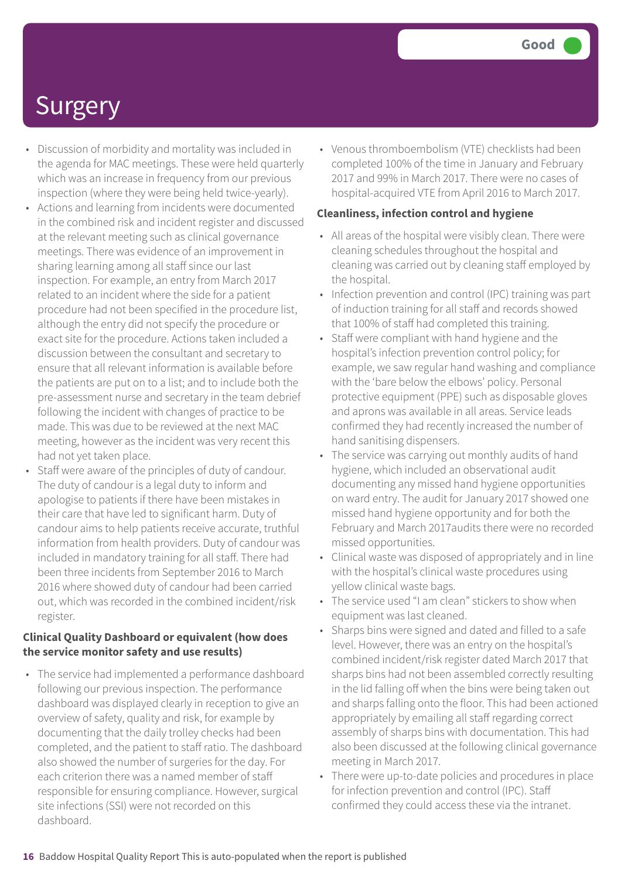Good

# Surgery

- Discussion of morbidity and mortality was included in the agenda for MAC meetings. These were held quarterly which was an increase in frequency from our previous inspection (where they were being held twice-yearly).
- Actions and learning from incidents were documented in the combined risk and incident register and discussed at the relevant meeting such as clinical governance meetings. There was evidence of an improvement in sharing learning among all staff since our last inspection. For example, an entry from March 2017 related to an incident where the side for a patient procedure had not been specified in the procedure list, although the entry did not specify the procedure or exact site for the procedure. Actions taken included a discussion between the consultant and secretary to ensure that all relevant information is available before the patients are put on to a list; and to include both the pre-assessment nurse and secretary in the team debrief following the incident with changes of practice to be made. This was due to be reviewed at the next MAC meeting, however as the incident was very recent this had not yet taken place.
- Staff were aware of the principles of duty of candour. The duty of candour is a legal duty to inform and apologise to patients if there have been mistakes in their care that have led to significant harm. Duty of candour aims to help patients receive accurate, truthful information from health providers. Duty of candour was included in mandatory training for all staff. There had been three incidents from September 2016 to March 2016 where showed duty of candour had been carried out, which was recorded in the combined incident/risk register.

**Clinical Quality Dashboard or equivalent (how does the service monitor safety and use results)**

- The service had implemented a performance dashboard following our previous inspection. The performance dashboard was displayed clearly in reception to give an overview of safety, quality and risk, for example by documenting that the daily trolley checks had been completed, and the patient to staff ratio. The dashboard also showed the number of surgeries for the day. For each criterion there was a named member of staff responsible for ensuring compliance. However, surgical site infections (SSI) were not recorded on this dashboard.
- Venous thromboembolism (VTE) checklists had been completed 100% of the time in January and February 2017 and 99% in March 2017. There were no cases of hospital-acquired VTE from April 2016 to March 2017.

**Cleanliness, infection control and hygiene**

- All areas of the hospital were visibly clean. There were cleaning schedules throughout the hospital and cleaning was carried out by cleaning staff employed by the hospital.
- Infection prevention and control (IPC) training was part of induction training for all staff and records showed that 100% of staff had completed this training.
- Staff were compliant with hand hygiene and the hospital's infection prevention control policy; for example, we saw regular hand washing and compliance with the 'bare below the elbows' policy. Personal protective equipment (PPE) such as disposable gloves and aprons was available in all areas. Service leads confirmed they had recently increased the number of hand sanitising dispensers.
- The service was carrying out monthly audits of hand hygiene, which included an observational audit documenting any missed hand hygiene opportunities on ward entry. The audit for January 2017 showed one missed hand hygiene opportunity and for both the February and March 2017audits there were no recorded missed opportunities.
- Clinical waste was disposed of appropriately and in line with the hospital's clinical waste procedures using yellow clinical waste bags.
- The service used "I am clean" stickers to show when equipment was last cleaned.
- Sharps bins were signed and dated and filled to a safe level. However, there was an entry on the hospital's combined incident/risk register dated March 2017 that sharps bins had not been assembled correctly resulting in the lid falling off when the bins were being taken out and sharps falling onto the floor. This had been actioned appropriately by emailing all staff regarding correct assembly of sharps bins with documentation. This had also been discussed at the following clinical governance meeting in March 2017.
- There were up-to-date policies and procedures in place for infection prevention and control (IPC). Staff confirmed they could access these via the intranet.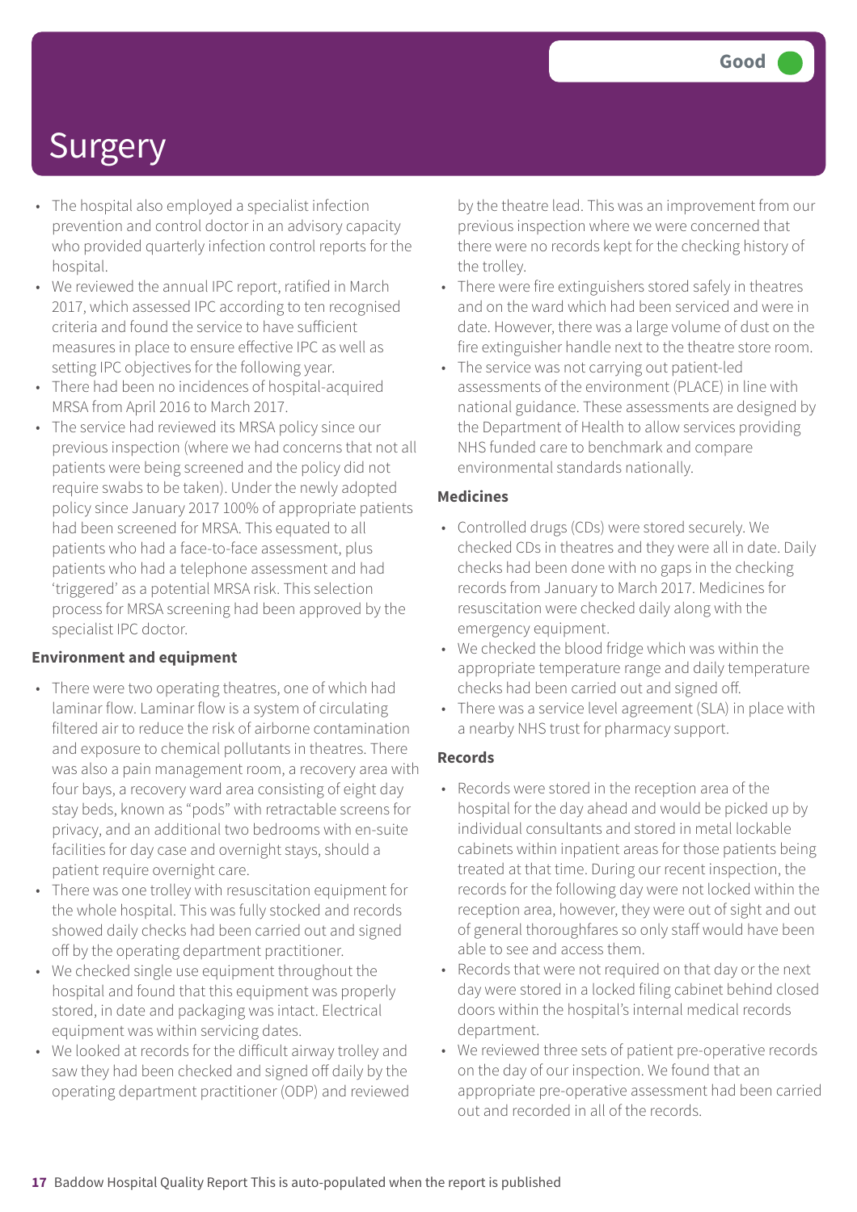# Surgery

Good

- The hospital also employed a specialist infection prevention and control doctor in an advisory capacity who provided quarterly infection control reports for the hospital.
- We reviewed the annual IPC report, ratified in March 2017, which assessed IPC according to ten recognised criteria and found the service to have sufficient measures in place to ensure effective IPC as well as setting IPC objectives for the following year.
- There had been no incidences of hospital-acquired MRSA from April 2016 to March 2017.
- The service had reviewed its MRSA policy since our previous inspection (where we had concerns that not all patients were being screened and the policy did not require swabs to be taken). Under the newly adopted policy since January 2017 100% of appropriate patients had been screened for MRSA. This equated to all patients who had a face-to-face assessment, plus patients who had a telephone assessment and had 'triggered' as a potential MRSA risk. This selection process for MRSA screening had been approved by the specialist IPC doctor.

**Environment and equipment**

- There were two operating theatres, one of which had laminar flow. Laminar flow is a system of circulating filtered air to reduce the risk of airborne contamination and exposure to chemical pollutants in theatres. There was also a pain management room, a recovery area with four bays, a recovery ward area consisting of eight day stay beds, known as "pods" with retractable screens for privacy, and an additional two bedrooms with en-suite facilities for day case and overnight stays, should a patient require overnight care.
- There was one trolley with resuscitation equipment for the whole hospital. This was fully stocked and records showed daily checks had been carried out and signed off by the operating department practitioner.
- We checked single use equipment throughout the hospital and found that this equipment was properly stored, in date and packaging was intact. Electrical equipment was within servicing dates.
- We looked at records for the difficult airway trolley and saw they had been checked and signed off daily by the operating department practitioner (ODP) and reviewed by the theatre lead. This was an improvement from our previous inspection where we were concerned that there were no records kept for the checking history of the trolley.
- There were fire extinguishers stored safely in theatres and on the ward which had been serviced and were in date. However, there was a large volume of dust on the fire extinguisher handle next to the theatre store room.
- The service was not carrying out patient-led assessments of the environment (PLACE) in line with national guidance. These assessments are designed by the Department of Health to allow services providing NHS funded care to benchmark and compare environmental standards nationally.

**Medicines**

- Controlled drugs (CDs) were stored securely. We checked CDs in theatres and they were all in date. Daily checks had been done with no gaps in the checking records from January to March 2017. Medicines for resuscitation were checked daily along with the emergency equipment.
- We checked the blood fridge which was within the appropriate temperature range and daily temperature checks had been carried out and signed off.
- There was a service level agreement (SLA) in place with a nearby NHS trust for pharmacy support.

**Records**

- Records were stored in the reception area of the hospital for the day ahead and would be picked up by individual consultants and stored in metal lockable cabinets within inpatient areas for those patients being treated at that time. During our recent inspection, the records for the following day were not locked within the reception area, however, they were out of sight and out of general thoroughfares so only staff would have been able to see and access them.
- Records that were not required on that day or the next day were stored in a locked filing cabinet behind closed doors within the hospital's internal medical records department.
- We reviewed three sets of patient pre-operative records on the day of our inspection. We found that an appropriate pre-operative assessment had been carried out and recorded in all of the records.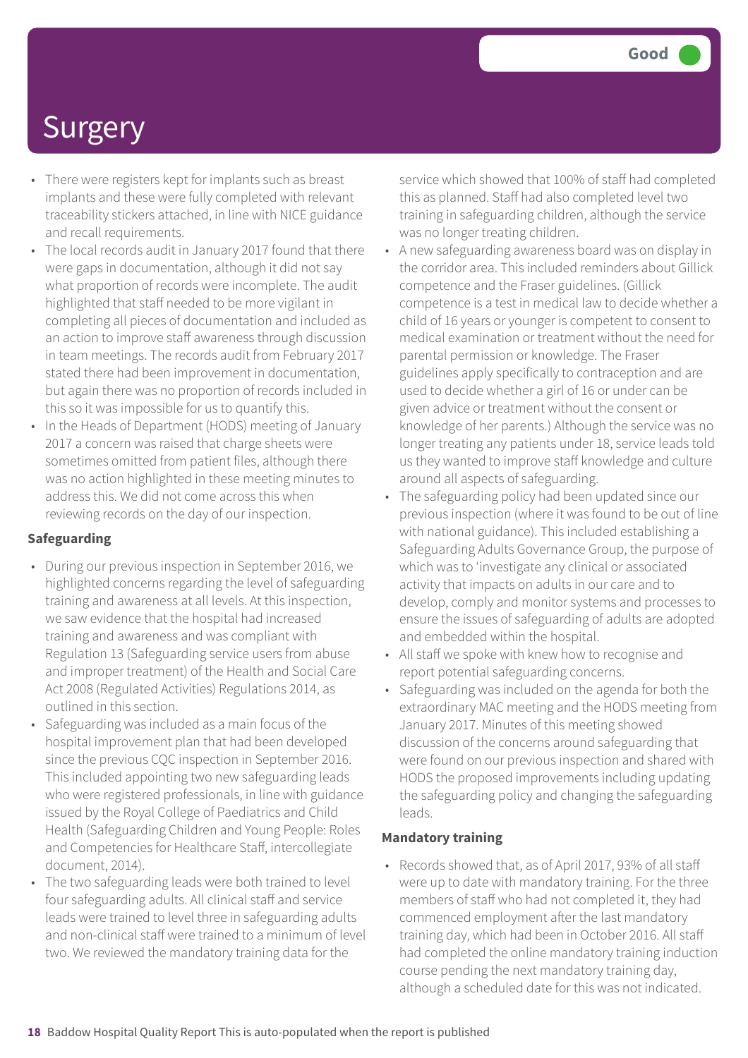# Surgery

Good

- There were registers kept for implants such as breast implants and these were fully completed with relevant traceability stickers attached, in line with NICE guidance and recall requirements.
- The local records audit in January 2017 found that there were gaps in documentation, although it did not say what proportion of records were incomplete. The audit highlighted that staff needed to be more vigilant in completing all pieces of documentation and included as an action to improve staff awareness through discussion in team meetings. The records audit from February 2017 stated there had been improvement in documentation, but again there was no proportion of records included in this so it was impossible for us to quantify this.
- In the Heads of Department (HODS) meeting of January 2017 a concern was raised that charge sheets were sometimes omitted from patient files, although there was no action highlighted in these meeting minutes to address this. We did not come across this when reviewing records on the day of our inspection.

**Safeguarding**

- During our previous inspection in September 2016, we highlighted concerns regarding the level of safeguarding training and awareness at all levels. At this inspection, we saw evidence that the hospital had increased training and awareness and was compliant with Regulation 13 (Safeguarding service users from abuse and improper treatment) of the Health and Social Care Act 2008 (Regulated Activities) Regulations 2014, as outlined in this section.
- Safeguarding was included as a main focus of the hospital improvement plan that had been developed since the previous CQC inspection in September 2016. This included appointing two new safeguarding leads who were registered professionals, in line with guidance issued by the Royal College of Paediatrics and Child Health (Safeguarding Children and Young People: Roles and Competencies for Healthcare Staff, intercollegiate document, 2014).
- The two safeguarding leads were both trained to level four safeguarding adults. All clinical staff and service leads were trained to level three in safeguarding adults and non-clinical staff were trained to a minimum of level two. We reviewed the mandatory training data for the service which showed that 100% of staff had completed this as planned. Staff had also completed level two training in safeguarding children, although the service was no longer treating children.
- A new safeguarding awareness board was on display in the corridor area. This included reminders about Gillick competence and the Fraser guidelines. (Gillick competence is a test in medical law to decide whether a child of 16 years or younger is competent to consent to medical examination or treatment without the need for parental permission or knowledge. The Fraser guidelines apply specifically to contraception and are used to decide whether a girl of 16 or under can be given advice or treatment without the consent or knowledge of her parents.) Although the service was no longer treating any patients under 18, service leads told us they wanted to improve staff knowledge and culture around all aspects of safeguarding.
- The safeguarding policy had been updated since our previous inspection (where it was found to be out of line with national guidance). This included establishing a Safeguarding Adults Governance Group, the purpose of which was to 'investigate any clinical or associated activity that impacts on adults in our care and to develop, comply and monitor systems and processes to ensure the issues of safeguarding of adults are adopted and embedded within the hospital.
- All staff we spoke with knew how to recognise and report potential safeguarding concerns.
- Safeguarding was included on the agenda for both the extraordinary MAC meeting and the HODS meeting from January 2017. Minutes of this meeting showed discussion of the concerns around safeguarding that were found on our previous inspection and shared with HODS the proposed improvements including updating the safeguarding policy and changing the safeguarding leads.

**Mandatory training**

- Records showed that, as of April 2017, 93% of all staff were up to date with mandatory training. For the three members of staff who had not completed it, they had commenced employment after the last mandatory training day, which had been in October 2016. All staff had completed the online mandatory training induction course pending the next mandatory training day, although a scheduled date for this was not indicated.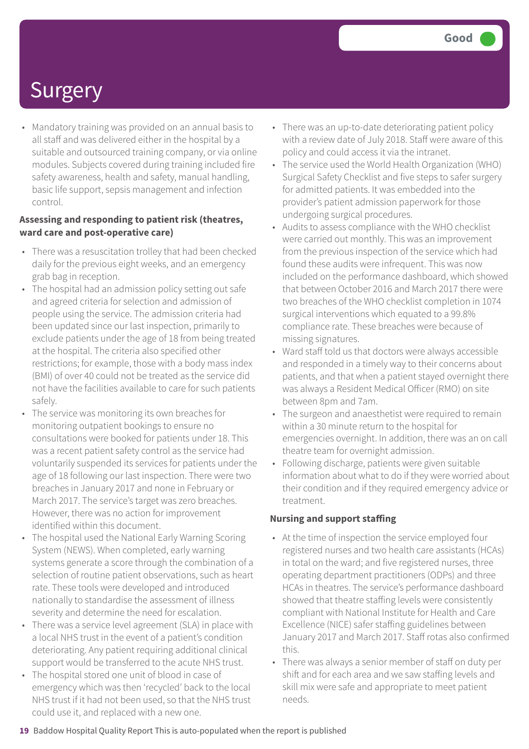# Surgery

Good

- Mandatory training was provided on an annual basis to all staff and was delivered either in the hospital by a suitable and outsourced training company, or via online modules. Subjects covered during training included fire safety awareness, health and safety, manual handling, basic life support, sepsis management and infection control.

**Assessing and responding to patient risk (theatres, ward care and post-operative care)**

- There was a resuscitation trolley that had been checked daily for the previous eight weeks, and an emergency grab bag in reception.
- The hospital had an admission policy setting out safe and agreed criteria for selection and admission of people using the service. The admission criteria had been updated since our last inspection, primarily to exclude patients under the age of 18 from being treated at the hospital. The criteria also specified other restrictions; for example, those with a body mass index (BMI) of over 40 could not be treated as the service did not have the facilities available to care for such patients safely.
- The service was monitoring its own breaches for monitoring outpatient bookings to ensure no consultations were booked for patients under 18. This was a recent patient safety control as the service had voluntarily suspended its services for patients under the age of 18 following our last inspection. There were two breaches in January 2017 and none in February or March 2017. The service's target was zero breaches. However, there was no action for improvement identified within this document.
- The hospital used the National Early Warning Scoring System (NEWS). When completed, early warning systems generate a score through the combination of a selection of routine patient observations, such as heart rate. These tools were developed and introduced nationally to standardise the assessment of illness severity and determine the need for escalation.
- There was a service level agreement (SLA) in place with a local NHS trust in the event of a patient's condition deteriorating. Any patient requiring additional clinical support would be transferred to the acute NHS trust.
- The hospital stored one unit of blood in case of emergency which was then 'recycled' back to the local NHS trust if it had not been used, so that the NHS trust could use it, and replaced with a new one.
- There was an up-to-date deteriorating patient policy with a review date of July 2018. Staff were aware of this policy and could access it via the intranet.
- The service used the World Health Organization (WHO) Surgical Safety Checklist and five steps to safer surgery for admitted patients. It was embedded into the provider's patient admission paperwork for those undergoing surgical procedures.
- Audits to assess compliance with the WHO checklist were carried out monthly. This was an improvement from the previous inspection of the service which had found these audits were infrequent. This was now included on the performance dashboard, which showed that between October 2016 and March 2017 there were two breaches of the WHO checklist completion in 1074 surgical interventions which equated to a 99.8% compliance rate. These breaches were because of missing signatures.
- Ward staff told us that doctors were always accessible and responded in a timely way to their concerns about patients, and that when a patient stayed overnight there was always a Resident Medical Officer (RMO) on site between 8pm and 7am.
- The surgeon and anaesthetist were required to remain within a 30 minute return to the hospital for emergencies overnight. In addition, there was an on call theatre team for overnight admission.
- Following discharge, patients were given suitable information about what to do if they were worried about their condition and if they required emergency advice or treatment.

**Nursing and support staffing**

- At the time of inspection the service employed four registered nurses and two health care assistants (HCAs) in total on the ward; and five registered nurses, three operating department practitioners (ODPs) and three HCAs in theatres. The service's performance dashboard showed that theatre staffing levels were consistently compliant with National Institute for Health and Care Excellence (NICE) safer staffing guidelines between January 2017 and March 2017. Staff rotas also confirmed this.
- There was always a senior member of staff on duty per shift and for each area and we saw staffing levels and skill mix were safe and appropriate to meet patient needs.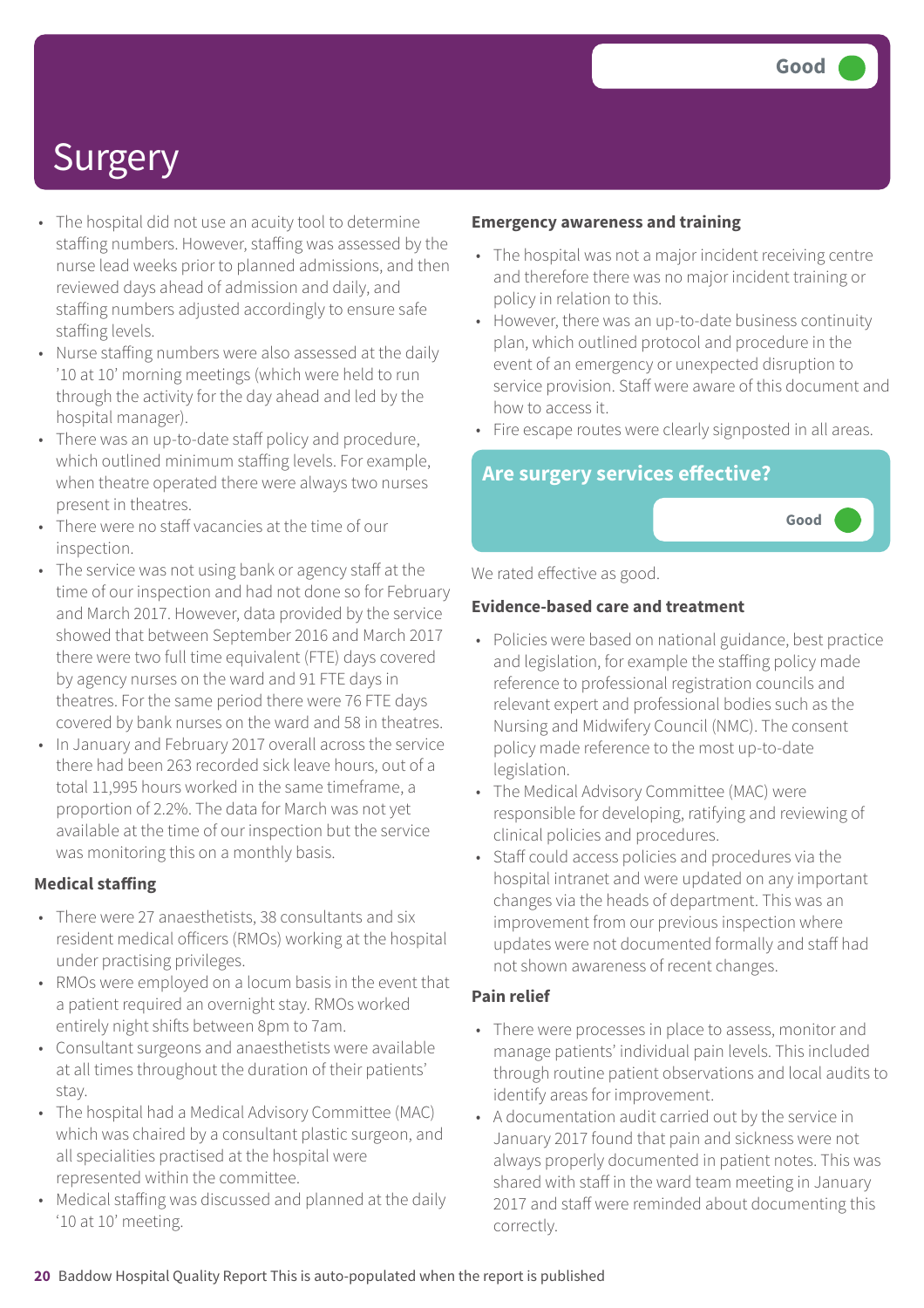# Surgery

Good

- The hospital did not use an acuity tool to determine staffing numbers. However, staffing was assessed by the nurse lead weeks prior to planned admissions, and then reviewed days ahead of admission and daily, and staffing numbers adjusted accordingly to ensure safe staffing levels.
- Nurse staffing numbers were also assessed at the daily '10 at 10' morning meetings (which were held to run through the activity for the day ahead and led by the hospital manager).
- There was an up-to-date staff policy and procedure, which outlined minimum staffing levels. For example, when theatre operated there were always two nurses present in theatres.
- There were no staff vacancies at the time of our inspection.
- The service was not using bank or agency staff at the time of our inspection and had not done so for February and March 2017. However, data provided by the service showed that between September 2016 and March 2017 there were two full time equivalent (FTE) days covered by agency nurses on the ward and 91 FTE days in theatres. For the same period there were 76 FTE days covered by bank nurses on the ward and 58 in theatres.
- In January and February 2017 overall across the service there had been 263 recorded sick leave hours, out of a total 11,995 hours worked in the same timeframe, a proportion of 2.2%. The data for March was not yet available at the time of our inspection but the service was monitoring this on a monthly basis.

**Medical staffing**

- There were 27 anaesthetists, 38 consultants and six resident medical officers (RMOs) working at the hospital under practising privileges.
- RMOs were employed on a locum basis in the event that a patient required an overnight stay. RMOs worked entirely night shifts between 8pm to 7am.
- Consultant surgeons and anaesthetists were available at all times throughout the duration of their patients' stay.
- The hospital had a Medical Advisory Committee (MAC) which was chaired by a consultant plastic surgeon, and all specialities practised at the hospital were represented within the committee.
- Medical staffing was discussed and planned at the daily '10 at 10' meeting.

**Emergency awareness and training**

- The hospital was not a major incident receiving centre and therefore there was no major incident training or policy in relation to this.
- However, there was an up-to-date business continuity plan, which outlined protocol and procedure in the event of an emergency or unexpected disruption to service provision. Staff were aware of this document and how to access it.
- Fire escape routes were clearly signposted in all areas.

## Are surgery services effective?

Good

We rated effective as good.

**Evidence-based care and treatment**

- Policies were based on national guidance, best practice and legislation, for example the staffing policy made reference to professional registration councils and relevant expert and professional bodies such as the Nursing and Midwifery Council (NMC). The consent policy made reference to the most up-to-date legislation.
- The Medical Advisory Committee (MAC) were responsible for developing, ratifying and reviewing of clinical policies and procedures.
- Staff could access policies and procedures via the hospital intranet and were updated on any important changes via the heads of department. This was an improvement from our previous inspection where updates were not documented formally and staff had not shown awareness of recent changes.

**Pain relief**

- There were processes in place to assess, monitor and manage patients' individual pain levels. This included through routine patient observations and local audits to identify areas for improvement.
- A documentation audit carried out by the service in January 2017 found that pain and sickness were not always properly documented in patient notes. This was shared with staff in the ward team meeting in January 2017 and staff were reminded about documenting this correctly.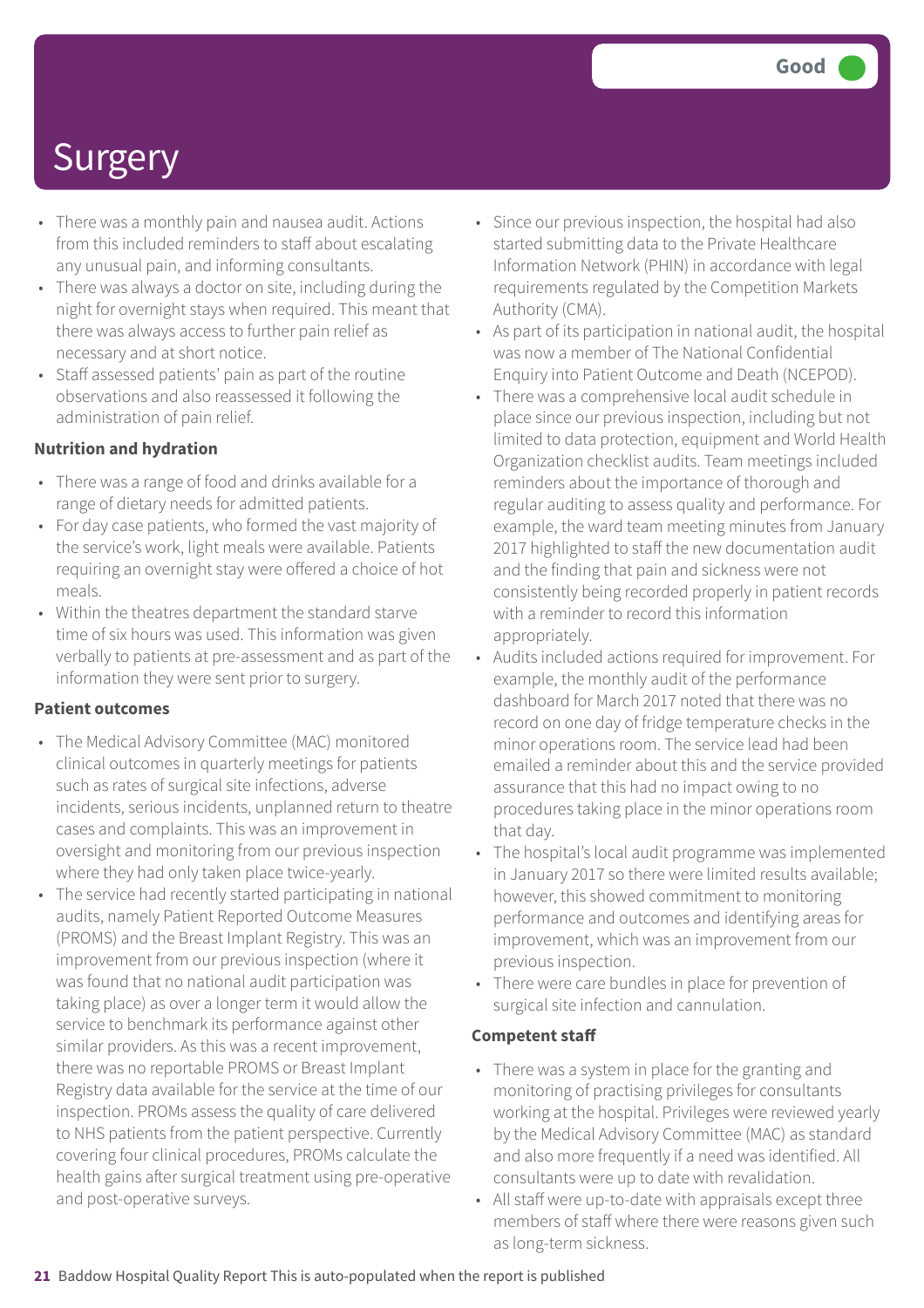# Surgery

Good

- There was a monthly pain and nausea audit. Actions from this included reminders to staff about escalating any unusual pain, and informing consultants.
- There was always a doctor on site, including during the night for overnight stays when required. This meant that there was always access to further pain relief as necessary and at short notice.
- Staff assessed patients' pain as part of the routine observations and also reassessed it following the administration of pain relief.

**Nutrition and hydration**

- There was a range of food and drinks available for a range of dietary needs for admitted patients.
- For day case patients, who formed the vast majority of the service's work, light meals were available. Patients requiring an overnight stay were offered a choice of hot meals.
- Within the theatres department the standard starve time of six hours was used. This information was given verbally to patients at pre-assessment and as part of the information they were sent prior to surgery.

**Patient outcomes**

- The Medical Advisory Committee (MAC) monitored clinical outcomes in quarterly meetings for patients such as rates of surgical site infections, adverse incidents, serious incidents, unplanned return to theatre cases and complaints. This was an improvement in oversight and monitoring from our previous inspection where they had only taken place twice-yearly.
- The service had recently started participating in national audits, namely Patient Reported Outcome Measures (PROMS) and the Breast Implant Registry. This was an improvement from our previous inspection (where it was found that no national audit participation was taking place) as over a longer term it would allow the service to benchmark its performance against other similar providers. As this was a recent improvement, there was no reportable PROMS or Breast Implant Registry data available for the service at the time of our inspection. PROMs assess the quality of care delivered to NHS patients from the patient perspective. Currently covering four clinical procedures, PROMs calculate the health gains after surgical treatment using pre-operative and post-operative surveys.
- Since our previous inspection, the hospital had also started submitting data to the Private Healthcare Information Network (PHIN) in accordance with legal requirements regulated by the Competition Markets Authority (CMA).
- As part of its participation in national audit, the hospital was now a member of The National Confidential Enquiry into Patient Outcome and Death (NCEPOD).
- There was a comprehensive local audit schedule in place since our previous inspection, including but not limited to data protection, equipment and World Health Organization checklist audits. Team meetings included reminders about the importance of thorough and regular auditing to assess quality and performance. For example, the ward team meeting minutes from January 2017 highlighted to staff the new documentation audit and the finding that pain and sickness were not consistently being recorded properly in patient records with a reminder to record this information appropriately.
- Audits included actions required for improvement. For example, the monthly audit of the performance dashboard for March 2017 noted that there was no record on one day of fridge temperature checks in the minor operations room. The service lead had been emailed a reminder about this and the service provided assurance that this had no impact owing to no procedures taking place in the minor operations room that day.
- The hospital's local audit programme was implemented in January 2017 so there were limited results available; however, this showed commitment to monitoring performance and outcomes and identifying areas for improvement, which was an improvement from our previous inspection.
- There were care bundles in place for prevention of surgical site infection and cannulation.

**Competent staff**

- There was a system in place for the granting and monitoring of practising privileges for consultants working at the hospital. Privileges were reviewed yearly by the Medical Advisory Committee (MAC) as standard and also more frequently if a need was identified. All consultants were up to date with revalidation.
- All staff were up-to-date with appraisals except three members of staff where there were reasons given such as long-term sickness.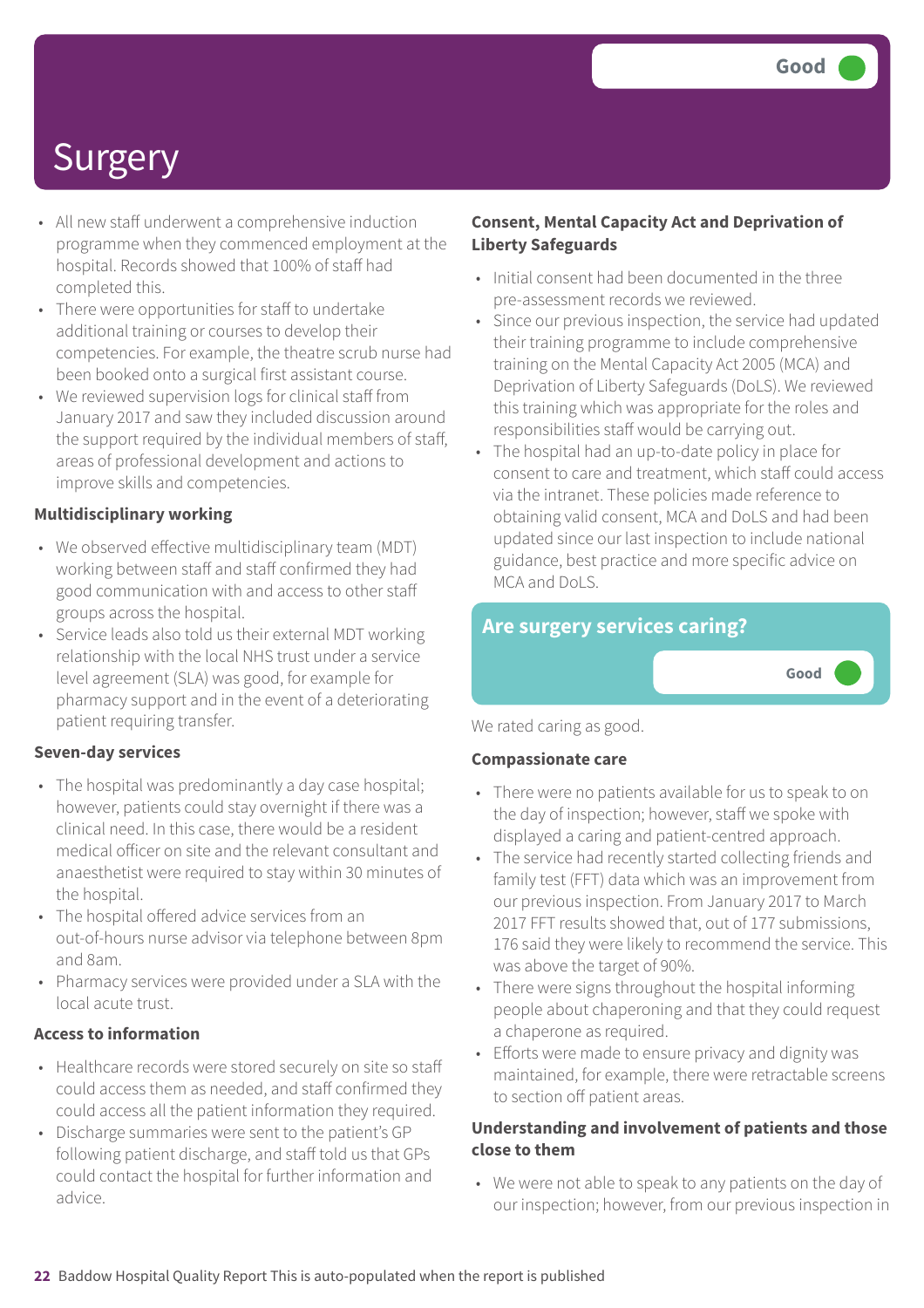# Surgery

Good

- All new staff underwent a comprehensive induction programme when they commenced employment at the hospital. Records showed that 100% of staff had completed this.
- There were opportunities for staff to undertake additional training or courses to develop their competencies. For example, the theatre scrub nurse had been booked onto a surgical first assistant course.
- We reviewed supervision logs for clinical staff from January 2017 and saw they included discussion around the support required by the individual members of staff, areas of professional development and actions to improve skills and competencies.

**Multidisciplinary working**

- We observed effective multidisciplinary team (MDT) working between staff and staff confirmed they had good communication with and access to other staff groups across the hospital.
- Service leads also told us their external MDT working relationship with the local NHS trust under a service level agreement (SLA) was good, for example for pharmacy support and in the event of a deteriorating patient requiring transfer.

**Seven-day services**

- The hospital was predominantly a day case hospital; however, patients could stay overnight if there was a clinical need. In this case, there would be a resident medical officer on site and the relevant consultant and anaesthetist were required to stay within 30 minutes of the hospital.
- The hospital offered advice services from an out-of-hours nurse advisor via telephone between 8pm and 8am.
- Pharmacy services were provided under a SLA with the local acute trust.

**Access to information**

- Healthcare records were stored securely on site so staff could access them as needed, and staff confirmed they could access all the patient information they required.
- Discharge summaries were sent to the patient's GP following patient discharge, and staff told us that GPs could contact the hospital for further information and advice.

**Consent, Mental Capacity Act and Deprivation of Liberty Safeguards**

- Initial consent had been documented in the three pre-assessment records we reviewed.
- Since our previous inspection, the service had updated their training programme to include comprehensive training on the Mental Capacity Act 2005 (MCA) and Deprivation of Liberty Safeguards (DoLS). We reviewed this training which was appropriate for the roles and responsibilities staff would be carrying out.
- The hospital had an up-to-date policy in place for consent to care and treatment, which staff could access via the intranet. These policies made reference to obtaining valid consent, MCA and DoLS and had been updated since our last inspection to include national guidance, best practice and more specific advice on MCA and DoLS.

## Are surgery services caring?

Good

We rated caring as good.

**Compassionate care**

- There were no patients available for us to speak to on the day of inspection; however, staff we spoke with displayed a caring and patient-centred approach.
- The service had recently started collecting friends and family test (FFT) data which was an improvement from our previous inspection. From January 2017 to March 2017 FFT results showed that, out of 177 submissions, 176 said they were likely to recommend the service. This was above the target of 90%.
- There were signs throughout the hospital informing people about chaperoning and that they could request a chaperone as required.
- Efforts were made to ensure privacy and dignity was maintained, for example, there were retractable screens to section off patient areas.

**Understanding and involvement of patients and those close to them**

- We were not able to speak to any patients on the day of our inspection; however, from our previous inspection in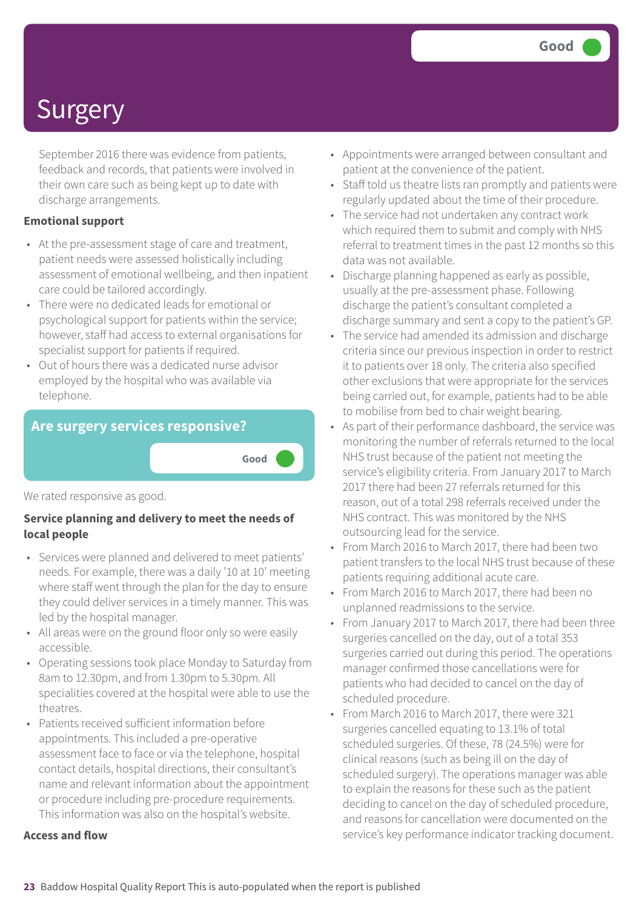# Surgery

Good

September 2016 there was evidence from patients, feedback and records, that patients were involved in their own care such as being kept up to date with discharge arrangements.

**Emotional support**

- At the pre-assessment stage of care and treatment, patient needs were assessed holistically including assessment of emotional wellbeing, and then inpatient care could be tailored accordingly.
- There were no dedicated leads for emotional or psychological support for patients within the service; however, staff had access to external organisations for specialist support for patients if required.
- Out of hours there was a dedicated nurse advisor employed by the hospital who was available via telephone.

## Are surgery services responsive?

Good

We rated responsive as good.

**Service planning and delivery to meet the needs of local people**

- Services were planned and delivered to meet patients' needs. For example, there was a daily '10 at 10' meeting where staff went through the plan for the day to ensure they could deliver services in a timely manner. This was led by the hospital manager.
- All areas were on the ground floor only so were easily accessible.
- Operating sessions took place Monday to Saturday from 8am to 12.30pm, and from 1.30pm to 5.30pm. All specialities covered at the hospital were able to use the theatres.
- Patients received sufficient information before appointments. This included a pre-operative assessment face to face or via the telephone, hospital contact details, hospital directions, their consultant's name and relevant information about the appointment or procedure including pre-procedure requirements. This information was also on the hospital's website.

**Access and flow**

- Appointments were arranged between consultant and patient at the convenience of the patient.
- Staff told us theatre lists ran promptly and patients were regularly updated about the time of their procedure.
- The service had not undertaken any contract work which required them to submit and comply with NHS referral to treatment times in the past 12 months so this data was not available.
- Discharge planning happened as early as possible, usually at the pre-assessment phase. Following discharge the patient's consultant completed a discharge summary and sent a copy to the patient's GP.
- The service had amended its admission and discharge criteria since our previous inspection in order to restrict it to patients over 18 only. The criteria also specified other exclusions that were appropriate for the services being carried out, for example, patients had to be able to mobilise from bed to chair weight bearing.
- As part of their performance dashboard, the service was monitoring the number of referrals returned to the local NHS trust because of the patient not meeting the service's eligibility criteria. From January 2017 to March 2017 there had been 27 referrals returned for this reason, out of a total 298 referrals received under the NHS contract. This was monitored by the NHS outsourcing lead for the service.
- From March 2016 to March 2017, there had been two patient transfers to the local NHS trust because of these patients requiring additional acute care.
- From March 2016 to March 2017, there had been no unplanned readmissions to the service.
- From January 2017 to March 2017, there had been three surgeries cancelled on the day, out of a total 353 surgeries carried out during this period. The operations manager confirmed those cancellations were for patients who had decided to cancel on the day of scheduled procedure.
- From March 2016 to March 2017, there were 321 surgeries cancelled equating to 13.1% of total scheduled surgeries. Of these, 78 (24.5%) were for clinical reasons (such as being ill on the day of scheduled surgery). The operations manager was able to explain the reasons for these such as the patient deciding to cancel on the day of scheduled procedure, and reasons for cancellation were documented on the service's key performance indicator tracking document.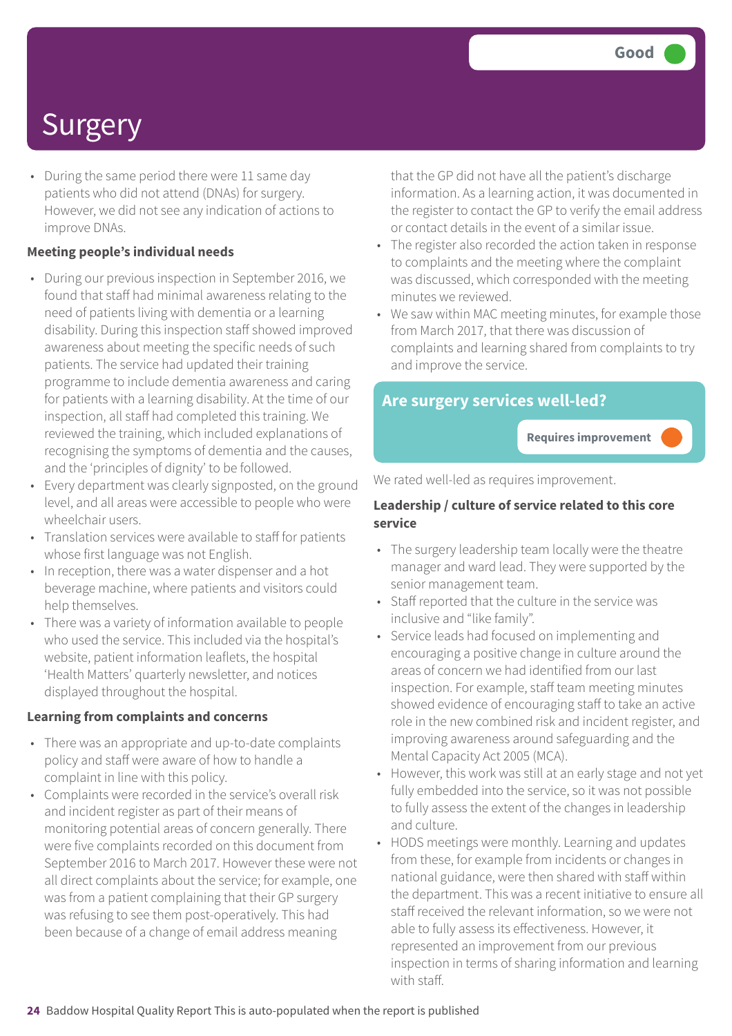# Surgery

Good

- During the same period there were 11 same day patients who did not attend (DNAs) for surgery. However, we did not see any indication of actions to improve DNAs.

**Meeting people's individual needs**

- During our previous inspection in September 2016, we found that staff had minimal awareness relating to the need of patients living with dementia or a learning disability. During this inspection staff showed improved awareness about meeting the specific needs of such patients. The service had updated their training programme to include dementia awareness and caring for patients with a learning disability. At the time of our inspection, all staff had completed this training. We reviewed the training, which included explanations of recognising the symptoms of dementia and the causes, and the 'principles of dignity' to be followed.
- Every department was clearly signposted, on the ground level, and all areas were accessible to people who were wheelchair users.
- Translation services were available to staff for patients whose first language was not English.
- In reception, there was a water dispenser and a hot beverage machine, where patients and visitors could help themselves.
- There was a variety of information available to people who used the service. This included via the hospital's website, patient information leaflets, the hospital 'Health Matters' quarterly newsletter, and notices displayed throughout the hospital.

**Learning from complaints and concerns**

- There was an appropriate and up-to-date complaints policy and staff were aware of how to handle a complaint in line with this policy.
- Complaints were recorded in the service's overall risk and incident register as part of their means of monitoring potential areas of concern generally. There were five complaints recorded on this document from September 2016 to March 2017. However these were not all direct complaints about the service; for example, one was from a patient complaining that their GP surgery was refusing to see them post-operatively. This had been because of a change of email address meaning that the GP did not have all the patient's discharge information. As a learning action, it was documented in the register to contact the GP to verify the email address or contact details in the event of a similar issue.
- The register also recorded the action taken in response to complaints and the meeting where the complaint was discussed, which corresponded with the meeting minutes we reviewed.
- We saw within MAC meeting minutes, for example those from March 2017, that there was discussion of complaints and learning shared from complaints to try and improve the service.

## Are surgery services well-led?

Requires improvement

We rated well-led as requires improvement.

**Leadership / culture of service related to this core service**

- The surgery leadership team locally were the theatre manager and ward lead. They were supported by the senior management team.
- Staff reported that the culture in the service was inclusive and "like family".
- Service leads had focused on implementing and encouraging a positive change in culture around the areas of concern we had identified from our last inspection. For example, staff team meeting minutes showed evidence of encouraging staff to take an active role in the new combined risk and incident register, and improving awareness around safeguarding and the Mental Capacity Act 2005 (MCA).
- However, this work was still at an early stage and not yet fully embedded into the service, so it was not possible to fully assess the extent of the changes in leadership and culture.
- HODS meetings were monthly. Learning and updates from these, for example from incidents or changes in national guidance, were then shared with staff within the department. This was a recent initiative to ensure all staff received the relevant information, so we were not able to fully assess its effectiveness. However, it represented an improvement from our previous inspection in terms of sharing information and learning with staff.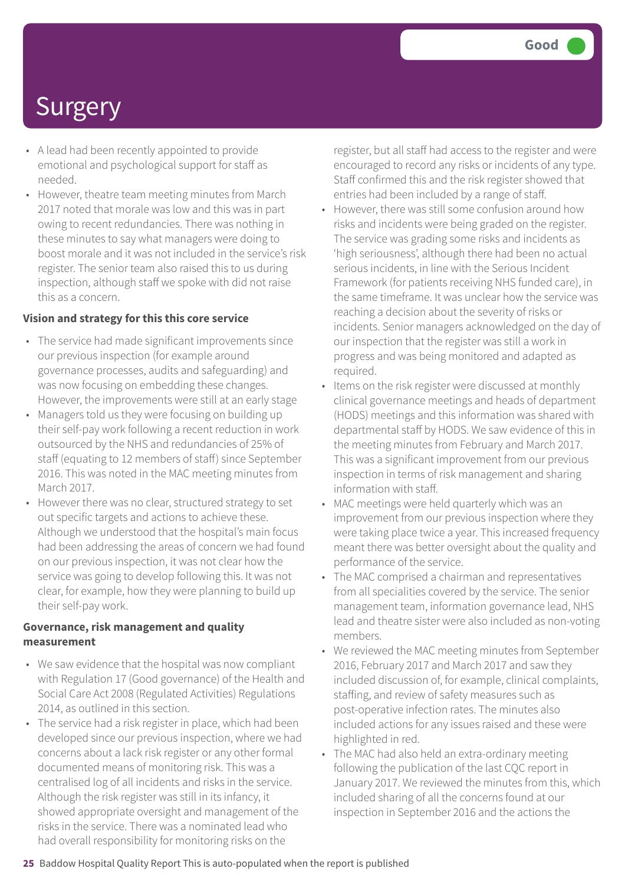# Surgery

Good

- A lead had been recently appointed to provide emotional and psychological support for staff as needed.
- However, theatre team meeting minutes from March 2017 noted that morale was low and this was in part owing to recent redundancies. There was nothing in these minutes to say what managers were doing to boost morale and it was not included in the service's risk register. The senior team also raised this to us during inspection, although staff we spoke with did not raise this as a concern.

**Vision and strategy for this this core service**

- The service had made significant improvements since our previous inspection (for example around governance processes, audits and safeguarding) and was now focusing on embedding these changes. However, the improvements were still at an early stage
- Managers told us they were focusing on building up their self-pay work following a recent reduction in work outsourced by the NHS and redundancies of 25% of staff (equating to 12 members of staff) since September 2016. This was noted in the MAC meeting minutes from March 2017.
- However there was no clear, structured strategy to set out specific targets and actions to achieve these. Although we understood that the hospital's main focus had been addressing the areas of concern we had found on our previous inspection, it was not clear how the service was going to develop following this. It was not clear, for example, how they were planning to build up their self-pay work.

**Governance, risk management and quality measurement**

- We saw evidence that the hospital was now compliant with Regulation 17 (Good governance) of the Health and Social Care Act 2008 (Regulated Activities) Regulations 2014, as outlined in this section.
- The service had a risk register in place, which had been developed since our previous inspection, where we had concerns about a lack risk register or any other formal documented means of monitoring risk. This was a centralised log of all incidents and risks in the service. Although the risk register was still in its infancy, it showed appropriate oversight and management of the risks in the service. There was a nominated lead who had overall responsibility for monitoring risks on the register, but all staff had access to the register and were encouraged to record any risks or incidents of any type. Staff confirmed this and the risk register showed that entries had been included by a range of staff.
- However, there was still some confusion around how risks and incidents were being graded on the register. The service was grading some risks and incidents as 'high seriousness', although there had been no actual serious incidents, in line with the Serious Incident Framework (for patients receiving NHS funded care), in the same timeframe. It was unclear how the service was reaching a decision about the severity of risks or incidents. Senior managers acknowledged on the day of our inspection that the register was still a work in progress and was being monitored and adapted as required.
- Items on the risk register were discussed at monthly clinical governance meetings and heads of department (HODS) meetings and this information was shared with departmental staff by HODS. We saw evidence of this in the meeting minutes from February and March 2017. This was a significant improvement from our previous inspection in terms of risk management and sharing information with staff.
- MAC meetings were held quarterly which was an improvement from our previous inspection where they were taking place twice a year. This increased frequency meant there was better oversight about the quality and performance of the service.
- The MAC comprised a chairman and representatives from all specialities covered by the service. The senior management team, information governance lead, NHS lead and theatre sister were also included as non-voting members.
- We reviewed the MAC meeting minutes from September 2016, February 2017 and March 2017 and saw they included discussion of, for example, clinical complaints, staffing, and review of safety measures such as post-operative infection rates. The minutes also included actions for any issues raised and these were highlighted in red.
- The MAC had also held an extra-ordinary meeting following the publication of the last CQC report in January 2017. We reviewed the minutes from this, which included sharing of all the concerns found at our inspection in September 2016 and the actions the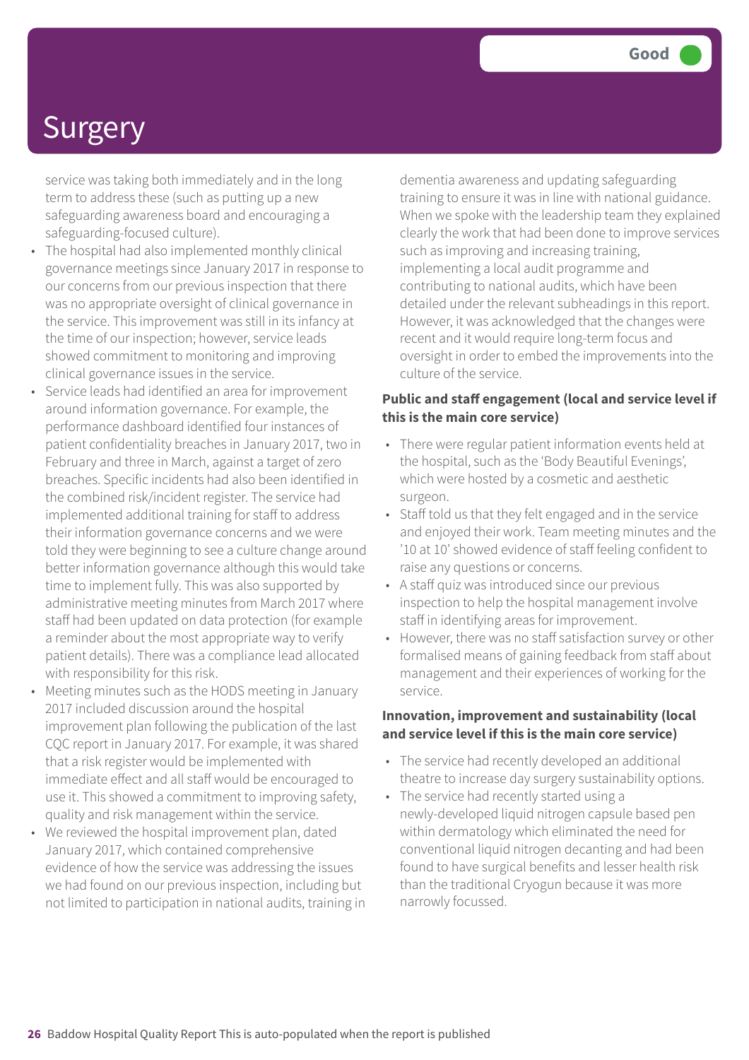# Surgery

Good

service was taking both immediately and in the long term to address these (such as putting up a new safeguarding awareness board and encouraging a safeguarding-focused culture).

- The hospital had also implemented monthly clinical governance meetings since January 2017 in response to our concerns from our previous inspection that there was no appropriate oversight of clinical governance in the service. This improvement was still in its infancy at the time of our inspection; however, service leads showed commitment to monitoring and improving clinical governance issues in the service.
- Service leads had identified an area for improvement around information governance. For example, the performance dashboard identified four instances of patient confidentiality breaches in January 2017, two in February and three in March, against a target of zero breaches. Specific incidents had also been identified in the combined risk/incident register. The service had implemented additional training for staff to address their information governance concerns and we were told they were beginning to see a culture change around better information governance although this would take time to implement fully. This was also supported by administrative meeting minutes from March 2017 where staff had been updated on data protection (for example a reminder about the most appropriate way to verify patient details). There was a compliance lead allocated with responsibility for this risk.
- Meeting minutes such as the HODS meeting in January 2017 included discussion around the hospital improvement plan following the publication of the last CQC report in January 2017. For example, it was shared that a risk register would be implemented with immediate effect and all staff would be encouraged to use it. This showed a commitment to improving safety, quality and risk management within the service.
- We reviewed the hospital improvement plan, dated January 2017, which contained comprehensive evidence of how the service was addressing the issues we had found on our previous inspection, including but not limited to participation in national audits, training in dementia awareness and updating safeguarding training to ensure it was in line with national guidance. When we spoke with the leadership team they explained clearly the work that had been done to improve services such as improving and increasing training, implementing a local audit programme and contributing to national audits, which have been detailed under the relevant subheadings in this report. However, it was acknowledged that the changes were recent and it would require long-term focus and oversight in order to embed the improvements into the culture of the service.

**Public and staff engagement (local and service level if this is the main core service)**

- There were regular patient information events held at the hospital, such as the 'Body Beautiful Evenings', which were hosted by a cosmetic and aesthetic surgeon.
- Staff told us that they felt engaged and in the service and enjoyed their work. Team meeting minutes and the '10 at 10' showed evidence of staff feeling confident to raise any questions or concerns.
- A staff quiz was introduced since our previous inspection to help the hospital management involve staff in identifying areas for improvement.
- However, there was no staff satisfaction survey or other formalised means of gaining feedback from staff about management and their experiences of working for the service.

**Innovation, improvement and sustainability (local and service level if this is the main core service)**

- The service had recently developed an additional theatre to increase day surgery sustainability options.
- The service had recently started using a newly-developed liquid nitrogen capsule based pen within dermatology which eliminated the need for conventional liquid nitrogen decanting and had been found to have surgical benefits and lesser health risk than the traditional Cryogun because it was more narrowly focussed.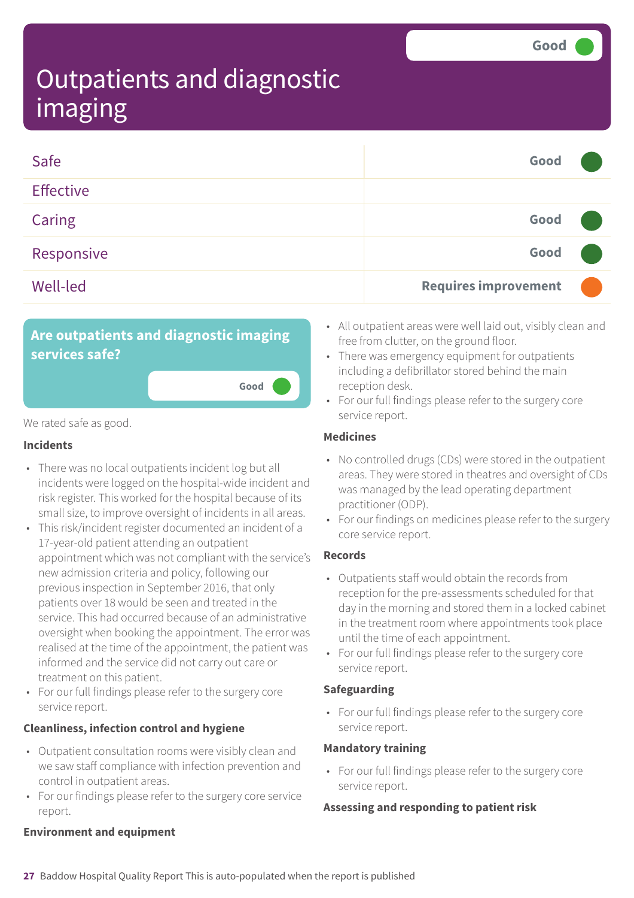# Outpatients and diagnostic imaging

Good

| | |
|---|---|
| Safe | Good |
| Effective | |
| Caring | Good |
| Responsive | Good |
| Well-led | Requires improvement |

## Are outpatients and diagnostic imaging services safe?

Good

We rated safe as good.

### Incidents

- There was no local outpatients incident log but all incidents were logged on the hospital-wide incident and risk register. This worked for the hospital because of its small size, to improve oversight of incidents in all areas.
- This risk/incident register documented an incident of a 17-year-old patient attending an outpatient appointment which was not compliant with the service's new admission criteria and policy, following our previous inspection in September 2016, that only patients over 18 would be seen and treated in the service. This had occurred because of an administrative oversight when booking the appointment. The error was realised at the time of the appointment, the patient was informed and the service did not carry out care or treatment on this patient.
- For our full findings please refer to the surgery core service report.

### Cleanliness, infection control and hygiene

- Outpatient consultation rooms were visibly clean and we saw staff compliance with infection prevention and control in outpatient areas.
- For our findings please refer to the surgery core service report.

### Environment and equipment

- All outpatient areas were well laid out, visibly clean and free from clutter, on the ground floor.
- There was emergency equipment for outpatients including a defibrillator stored behind the main reception desk.
- For our full findings please refer to the surgery core service report.

### Medicines

- No controlled drugs (CDs) were stored in the outpatient areas. They were stored in theatres and oversight of CDs was managed by the lead operating department practitioner (ODP).
- For our findings on medicines please refer to the surgery core service report.

### Records

- Outpatients staff would obtain the records from reception for the pre-assessments scheduled for that day in the morning and stored them in a locked cabinet in the treatment room where appointments took place until the time of each appointment.
- For our full findings please refer to the surgery core service report.

### Safeguarding

- For our full findings please refer to the surgery core service report.

### Mandatory training

- For our full findings please refer to the surgery core service report.

### Assessing and responding to patient risk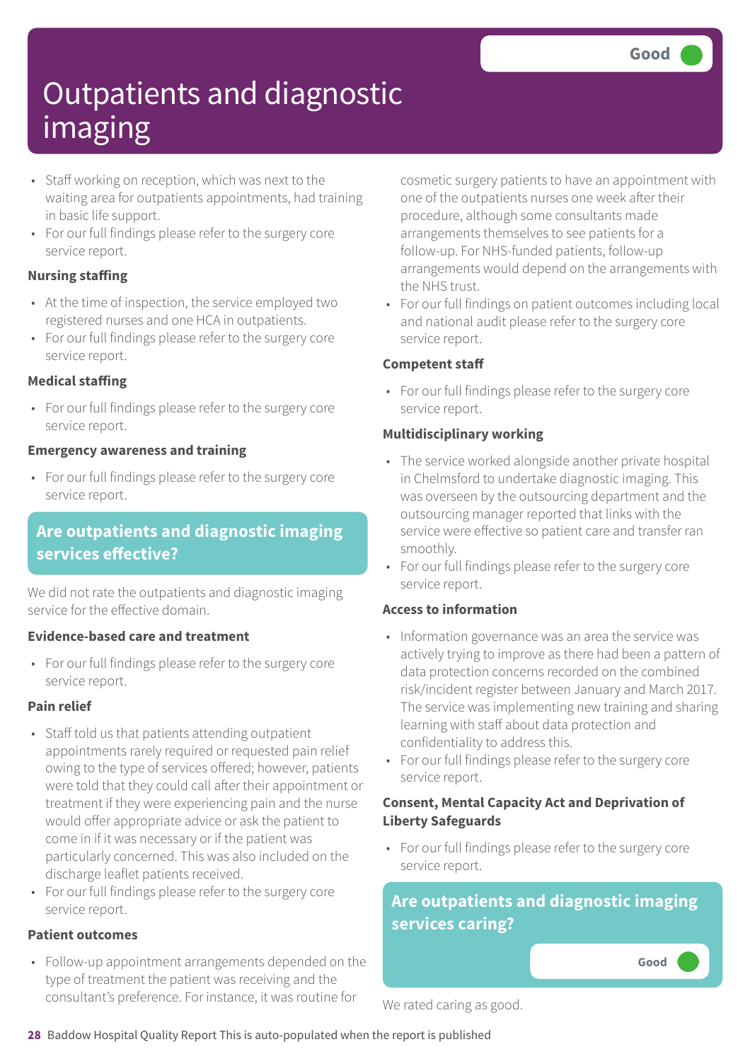# Outpatients and diagnostic imaging

Good

- Staff working on reception, which was next to the waiting area for outpatients appointments, had training in basic life support.
- For our full findings please refer to the surgery core service report.

### Nursing staffing

- At the time of inspection, the service employed two registered nurses and one HCA in outpatients.
- For our full findings please refer to the surgery core service report.

### Medical staffing

- For our full findings please refer to the surgery core service report.

### Emergency awareness and training

- For our full findings please refer to the surgery core service report.

## Are outpatients and diagnostic imaging services effective?

We did not rate the outpatients and diagnostic imaging service for the effective domain.

### Evidence-based care and treatment

- For our full findings please refer to the surgery core service report.

### Pain relief

- Staff told us that patients attending outpatient appointments rarely required or requested pain relief owing to the type of services offered; however, patients were told that they could call after their appointment or treatment if they were experiencing pain and the nurse would offer appropriate advice or ask the patient to come in if it was necessary or if the patient was particularly concerned. This was also included on the discharge leaflet patients received.
- For our full findings please refer to the surgery core service report.

### Patient outcomes

- Follow-up appointment arrangements depended on the type of treatment the patient was receiving and the consultant's preference. For instance, it was routine for cosmetic surgery patients to have an appointment with one of the outpatients nurses one week after their procedure, although some consultants made arrangements themselves to see patients for a follow-up. For NHS-funded patients, follow-up arrangements would depend on the arrangements with the NHS trust.
- For our full findings on patient outcomes including local and national audit please refer to the surgery core service report.

### Competent staff

- For our full findings please refer to the surgery core service report.

### Multidisciplinary working

- The service worked alongside another private hospital in Chelmsford to undertake diagnostic imaging. This was overseen by the outsourcing department and the outsourcing manager reported that links with the service were effective so patient care and transfer ran smoothly.
- For our full findings please refer to the surgery core service report.

### Access to information

- Information governance was an area the service was actively trying to improve as there had been a pattern of data protection concerns recorded on the combined risk/incident register between January and March 2017. The service was implementing new training and sharing learning with staff about data protection and confidentiality to address this.
- For our full findings please refer to the surgery core service report.

### Consent, Mental Capacity Act and Deprivation of Liberty Safeguards

- For our full findings please refer to the surgery core service report.

## Are outpatients and diagnostic imaging services caring?

Good

We rated caring as good.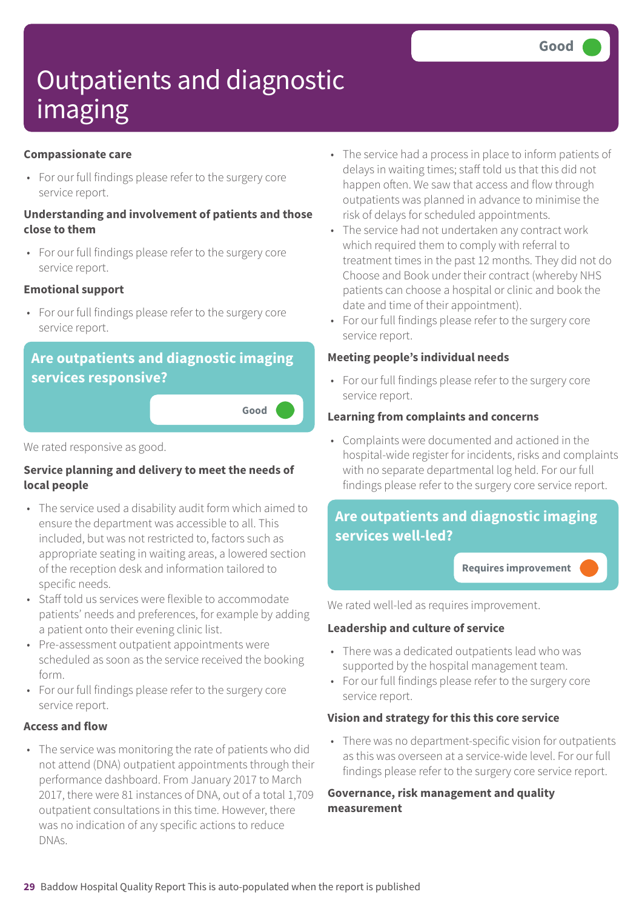# Outpatients and diagnostic imaging

Good

**Compassionate care**

- For our full findings please refer to the surgery core service report.

**Understanding and involvement of patients and those close to them**

- For our full findings please refer to the surgery core service report.

**Emotional support**

- For our full findings please refer to the surgery core service report.

## Are outpatients and diagnostic imaging services responsive?

Good

We rated responsive as good.

**Service planning and delivery to meet the needs of local people**

- The service used a disability audit form which aimed to ensure the department was accessible to all. This included, but was not restricted to, factors such as appropriate seating in waiting areas, a lowered section of the reception desk and information tailored to specific needs.
- Staff told us services were flexible to accommodate patients' needs and preferences, for example by adding a patient onto their evening clinic list.
- Pre-assessment outpatient appointments were scheduled as soon as the service received the booking form.
- For our full findings please refer to the surgery core service report.

**Access and flow**

- The service was monitoring the rate of patients who did not attend (DNA) outpatient appointments through their performance dashboard. From January 2017 to March 2017, there were 81 instances of DNA, out of a total 1,709 outpatient consultations in this time. However, there was no indication of any specific actions to reduce DNAs.
- The service had a process in place to inform patients of delays in waiting times; staff told us that this did not happen often. We saw that access and flow through outpatients was planned in advance to minimise the risk of delays for scheduled appointments.
- The service had not undertaken any contract work which required them to comply with referral to treatment times in the past 12 months. They did not do Choose and Book under their contract (whereby NHS patients can choose a hospital or clinic and book the date and time of their appointment).
- For our full findings please refer to the surgery core service report.

**Meeting people's individual needs**

- For our full findings please refer to the surgery core service report.

**Learning from complaints and concerns**

- Complaints were documented and actioned in the hospital-wide register for incidents, risks and complaints with no separate departmental log held. For our full findings please refer to the surgery core service report.

## Are outpatients and diagnostic imaging services well-led?

Requires improvement

We rated well-led as requires improvement.

**Leadership and culture of service**

- There was a dedicated outpatients lead who was supported by the hospital management team.
- For our full findings please refer to the surgery core service report.

**Vision and strategy for this this core service**

- There was no department-specific vision for outpatients as this was overseen at a service-wide level. For our full findings please refer to the surgery core service report.

**Governance, risk management and quality measurement**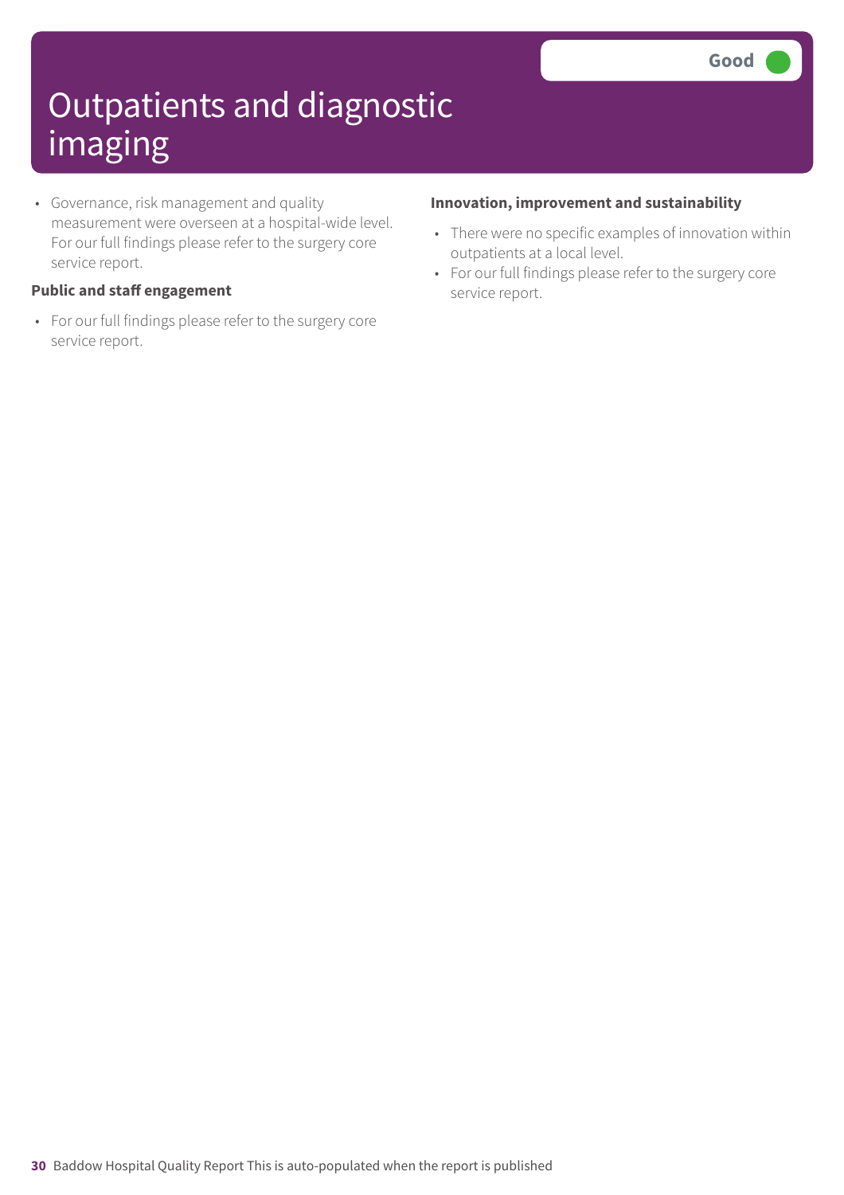# Outpatients and diagnostic imaging

Good

- Governance, risk management and quality measurement were overseen at a hospital-wide level. For our full findings please refer to the surgery core service report.

**Public and staff engagement**

- For our full findings please refer to the surgery core service report.

**Innovation, improvement and sustainability**

- There were no specific examples of innovation within outpatients at a local level.
- For our full findings please refer to the surgery core service report.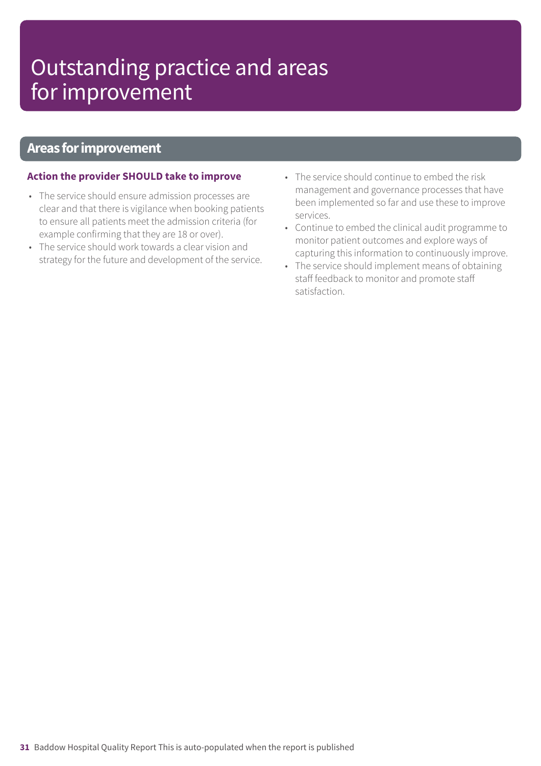# Outstanding practice and areas for improvement

## Areas for improvement

### Action the provider SHOULD take to improve

- The service should ensure admission processes are clear and that there is vigilance when booking patients to ensure all patients meet the admission criteria (for example confirming that they are 18 or over).
- The service should work towards a clear vision and strategy for the future and development of the service.
- The service should continue to embed the risk management and governance processes that have been implemented so far and use these to improve services.
- Continue to embed the clinical audit programme to monitor patient outcomes and explore ways of capturing this information to continuously improve.
- The service should implement means of obtaining staff feedback to monitor and promote staff satisfaction.